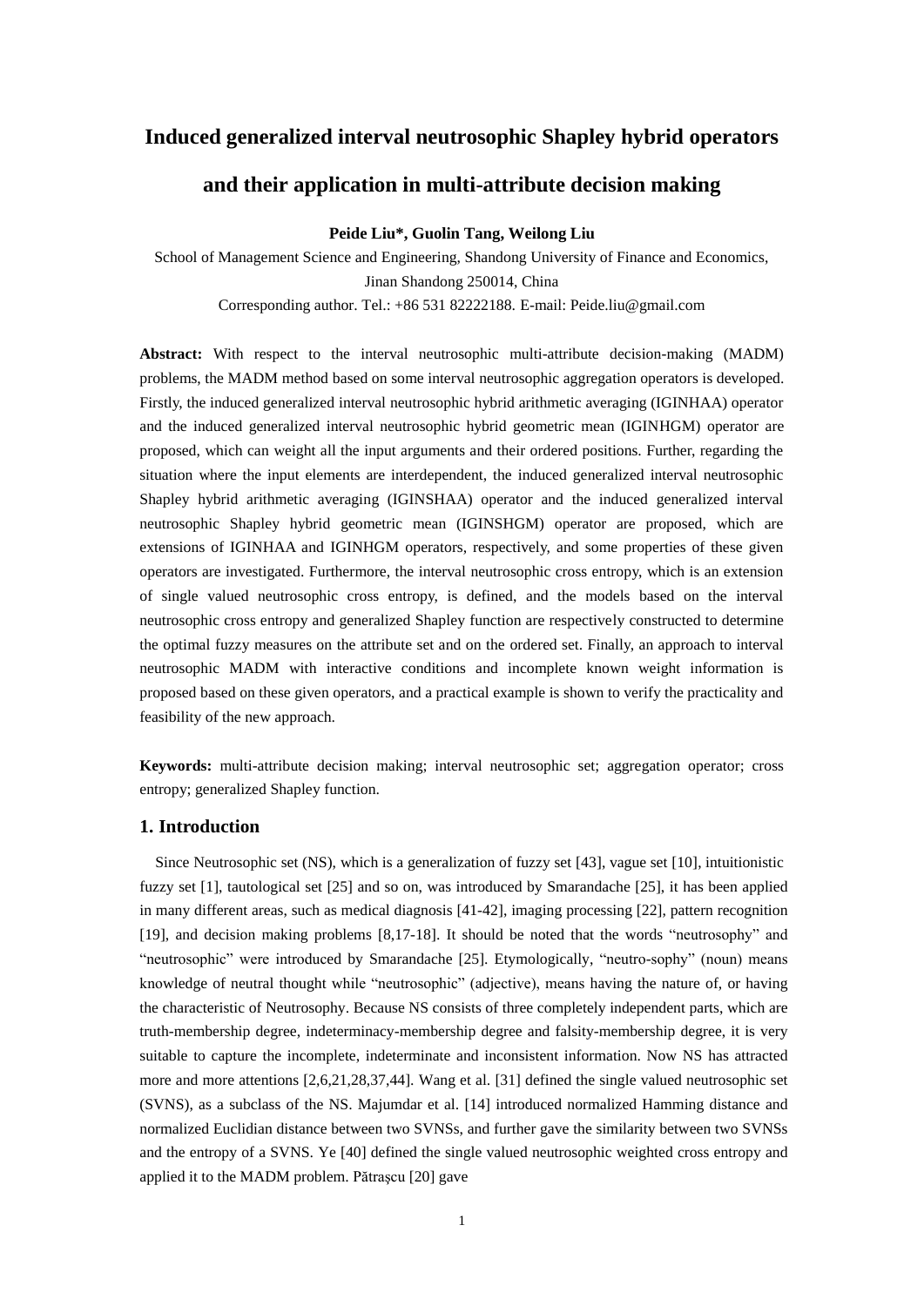# Induced generalized interval neutrosophic Shapley hybrid operators and their application in multi-attribute decision making

**Peide Liu*, Guolin Tang, Weilong Liu**

School of Management Science and Engineering, Shandong University of Finance and Economics, Jinan Shandong 250014, China

Corresponding author. Tel.: +86 531 82222188. E-mail: Peide.liu@gmail.com

**Abstract:** With respect to the interval neutrosophic multi-attribute decision-making (MADM) problems, the MADM method based on some interval neutrosophic aggregation operators is developed. Firstly, the induced generalized interval neutrosophic hybrid arithmetic averaging (IGINHAA) operator and the induced generalized interval neutrosophic hybrid geometric mean (IGINHGM) operator are proposed, which can weight all the input arguments and their ordered positions. Further, regarding the situation where the input elements are interdependent, the induced generalized interval neutrosophic Shapley hybrid arithmetic averaging (IGINSHAA) operator and the induced generalized interval neutrosophic Shapley hybrid geometric mean (IGINSHGM) operator are proposed, which are extensions of IGINHAA and IGINHGM operators, respectively, and some properties of these given operators are investigated. Furthermore, the interval neutrosophic cross entropy, which is an extension of single valued neutrosophic cross entropy, is defined, and the models based on the interval neutrosophic cross entropy and generalized Shapley function are respectively constructed to determine the optimal fuzzy measures on the attribute set and on the ordered set. Finally, an approach to interval neutrosophic MADM with interactive conditions and incomplete known weight information is proposed based on these given operators, and a practical example is shown to verify the practicality and feasibility of the new approach.

**Keywords:** multi-attribute decision making; interval neutrosophic set; aggregation operator; cross entropy; generalized Shapley function.

## 1. Introduction

Since Neutrosophic set (NS), which is a generalization of fuzzy set [43], vague set [10], intuitionistic fuzzy set [1], tautological set [25] and so on, was introduced by Smarandache [25], it has been applied in many different areas, such as medical diagnosis [41-42], imaging processing [22], pattern recognition [19], and decision making problems [8,17-18]. It should be noted that the words "neutrosophy" and "neutrosophic" were introduced by Smarandache [25]. Etymologically, "neutro-sophy" (noun) means knowledge of neutral thought while "neutrosophic" (adjective), means having the nature of, or having the characteristic of Neutrosophy. Because NS consists of three completely independent parts, which are truth-membership degree, indeterminacy-membership degree and falsity-membership degree, it is very suitable to capture the incomplete, indeterminate and inconsistent information. Now NS has attracted more and more attentions [2,6,21,28,37,44]. Wang et al. [31] defined the single valued neutrosophic set (SVNS), as a subclass of the NS. Majumdar et al. [14] introduced normalized Hamming distance and normalized Euclidian distance between two SVNSs, and further gave the similarity between two SVNSs and the entropy of a SVNS. Ye [40] defined the single valued neutrosophic weighted cross entropy and applied it to the MADM problem. Pătraşcu [20] gave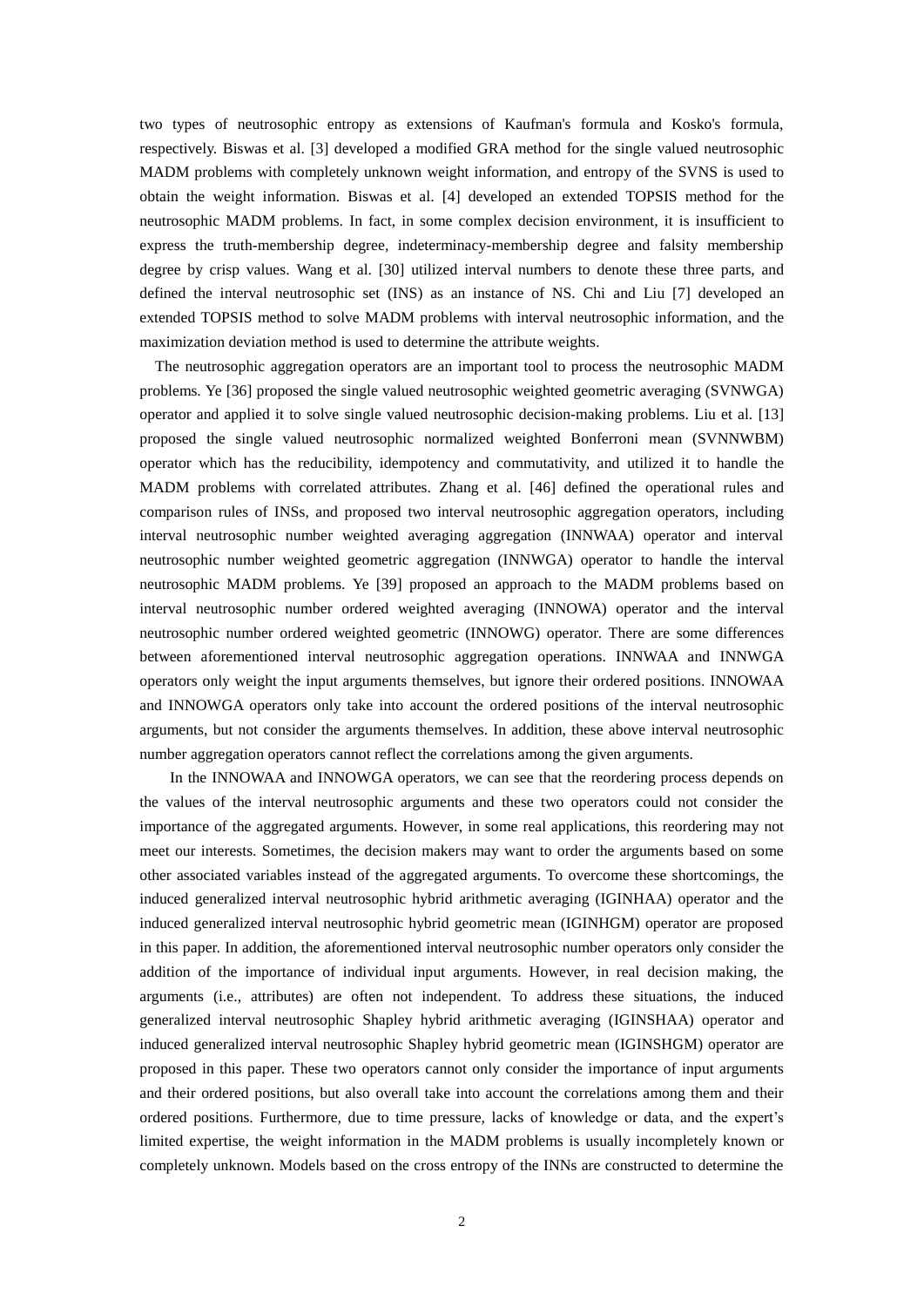two types of neutrosophic entropy as extensions of Kaufman's formula and Kosko's formula, respectively. Biswas et al. [3] developed a modified GRA method for the single valued neutrosophic MADM problems with completely unknown weight information, and entropy of the SVNS is used to obtain the weight information. Biswas et al. [4] developed an extended TOPSIS method for the neutrosophic MADM problems. In fact, in some complex decision environment, it is insufficient to express the truth-membership degree, indeterminacy-membership degree and falsity membership degree by crisp values. Wang et al. [30] utilized interval numbers to denote these three parts, and defined the interval neutrosophic set (INS) as an instance of NS. Chi and Liu [7] developed an extended TOPSIS method to solve MADM problems with interval neutrosophic information, and the maximization deviation method is used to determine the attribute weights.

The neutrosophic aggregation operators are an important tool to process the neutrosophic MADM problems. Ye [36] proposed the single valued neutrosophic weighted geometric averaging (SVNWGA) operator and applied it to solve single valued neutrosophic decision-making problems. Liu et al. [13] proposed the single valued neutrosophic normalized weighted Bonferroni mean (SVNNWBM) operator which has the reducibility, idempotency and commutativity, and utilized it to handle the MADM problems with correlated attributes. Zhang et al. [46] defined the operational rules and comparison rules of INSs, and proposed two interval neutrosophic aggregation operators, including interval neutrosophic number weighted averaging aggregation (INNWAA) operator and interval neutrosophic number weighted geometric aggregation (INNWGA) operator to handle the interval neutrosophic MADM problems. Ye [39] proposed an approach to the MADM problems based on interval neutrosophic number ordered weighted averaging (INNOWA) operator and the interval neutrosophic number ordered weighted geometric (INNOWG) operator. There are some differences between aforementioned interval neutrosophic aggregation operations. INNWAA and INNWGA operators only weight the input arguments themselves, but ignore their ordered positions. INNOWAA and INNOWGA operators only take into account the ordered positions of the interval neutrosophic arguments, but not consider the arguments themselves. In addition, these above interval neutrosophic number aggregation operators cannot reflect the correlations among the given arguments.

In the INNOWAA and INNOWGA operators, we can see that the reordering process depends on the values of the interval neutrosophic arguments and these two operators could not consider the importance of the aggregated arguments. However, in some real applications, this reordering may not meet our interests. Sometimes, the decision makers may want to order the arguments based on some other associated variables instead of the aggregated arguments. To overcome these shortcomings, the induced generalized interval neutrosophic hybrid arithmetic averaging (IGINHAA) operator and the induced generalized interval neutrosophic hybrid geometric mean (IGINHGM) operator are proposed in this paper. In addition, the aforementioned interval neutrosophic number operators only consider the addition of the importance of individual input arguments. However, in real decision making, the arguments (i.e., attributes) are often not independent. To address these situations, the induced generalized interval neutrosophic Shapley hybrid arithmetic averaging (IGINSHAA) operator and induced generalized interval neutrosophic Shapley hybrid geometric mean (IGINSHGM) operator are proposed in this paper. These two operators cannot only consider the importance of input arguments and their ordered positions, but also overall take into account the correlations among them and their ordered positions. Furthermore, due to time pressure, lacks of knowledge or data, and the expert's limited expertise, the weight information in the MADM problems is usually incompletely known or completely unknown. Models based on the cross entropy of the INNs are constructed to determine the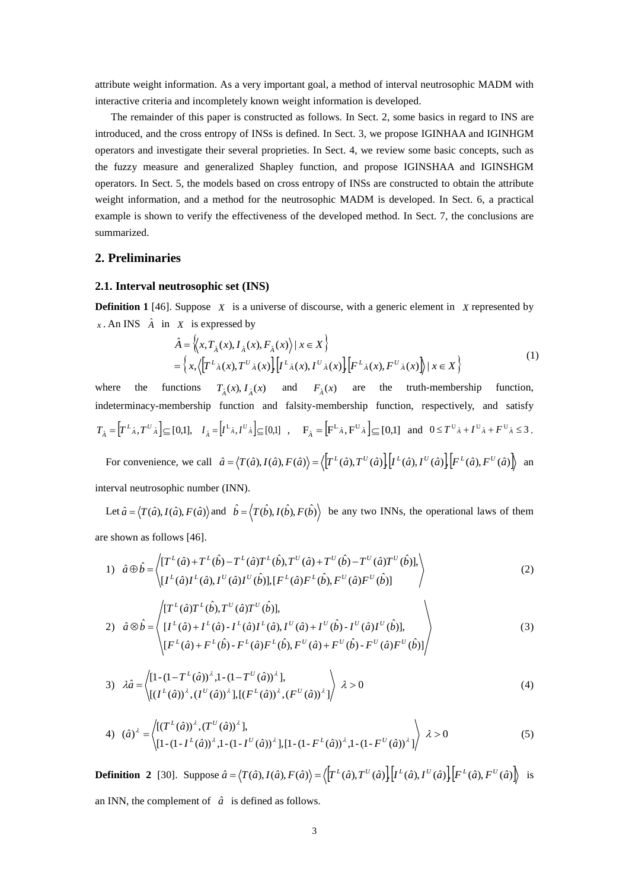attribute weight information. As a very important goal, a method of interval neutrosophic MADM with interactive criteria and incompletely known weight information is developed.

The remainder of this paper is constructed as follows. In Sect. 2, some basics in regard to INS are introduced, and the cross entropy of INSs is defined. In Sect. 3, we propose IGINHAA and IGINHGM operators and investigate their several proprieties. In Sect. 4, we review some basic concepts, such as the fuzzy measure and generalized Shapley function, and propose IGINSHAA and IGINSHGM operators. In Sect. 5, the models based on cross entropy of INSs are constructed to obtain the attribute weight information, and a method for the neutrosophic MADM is developed. In Sect. 6, a practical example is shown to verify the effectiveness of the developed method. In Sect. 7, the conclusions are summarized.

## 2. Preliminaries

### 2.1. Interval neutrosophic set (INS)

**Definition 1** [46]. Suppose $X$ is a universe of discourse, with a generic element in $X$ represented by $x$. An INS $\hat{A}$ in $X$ is expressed by

$$\begin{aligned}\hat{A} &= \left\{ \left\langle x, T_{\hat{A}}(x), I_{\hat{A}}(x), F_{\hat{A}}(x) \right\rangle \mid x \in X \right\} \\ &= \left\{ x, \left\langle \left[T^{L}{}_{\hat{A}}(x), T^{U}{}_{\hat{A}}(x)\right], \left[I^{L}{}_{\hat{A}}(x), I^{U}{}_{\hat{A}}(x)\right], \left[F^{L}{}_{\hat{A}}(x), F^{U}{}_{\hat{A}}(x)\right] \right\rangle \mid x \in X \right\}\end{aligned} \tag{1}$$

where the functions $T_{\hat{A}}(x), I_{\hat{A}}(x)$ and $F_{\hat{A}}(x)$ are the truth-membership function, indeterminacy-membership function and falsity-membership function, respectively, and satisfy $T_{\hat{A}} = \left[T^{L}{}_{\hat{A}}, T^{U}{}_{\hat{A}}\right] \subseteq [0,1]$, $I_{\hat{A}} = \left[I^{L}{}_{\hat{A}}, I^{U}{}_{\hat{A}}\right] \subseteq [0,1]$, $F_{\hat{A}} = \left[F^{L}{}_{\hat{A}}, F^{U}{}_{\hat{A}}\right] \subseteq [0,1]$ and $0 \le T^{U}{}_{\hat{A}} + I^{U}{}_{\hat{A}} + F^{U}{}_{\hat{A}} \le 3$.

For convenience, we call $\hat{a} = \left\langle T(\hat{a}), I(\hat{a}), F(\hat{a}) \right\rangle = \left\langle \left[T^{L}(\hat{a}), T^{U}(\hat{a})\right], \left[I^{L}(\hat{a}), I^{U}(\hat{a})\right], \left[F^{L}(\hat{a}), F^{U}(\hat{a})\right] \right\rangle$ an interval neutrosophic number (INN).

Let $\hat{a} = \left\langle T(\hat{a}), I(\hat{a}), F(\hat{a}) \right\rangle$ and $\hat{b} = \left\langle T(\hat{b}), I(\hat{b}), F(\hat{b}) \right\rangle$ be any two INNs, the operational laws of them are shown as follows [46].

1) $$\hat{a} \oplus \hat{b} = \left\langle \begin{matrix} [T^{L}(\hat{a}) + T^{L}(\hat{b}) - T^{L}(\hat{a})T^{L}(\hat{b}), T^{U}(\hat{a}) + T^{U}(\hat{b}) - T^{U}(\hat{a})T^{U}(\hat{b})], \\ [I^{L}(\hat{a})I^{L}(\hat{a}), I^{U}(\hat{a})I^{U}(\hat{b})], [F^{L}(\hat{a})F^{L}(\hat{b}), F^{U}(\hat{a})F^{U}(\hat{b})] \end{matrix} \right\rangle \tag{2}$$

2) $$\hat{a} \otimes \hat{b} = \left\langle \begin{matrix} [T^{L}(\hat{a})T^{L}(\hat{b}), T^{U}(\hat{a})T^{U}(\hat{b})], \\ [I^{L}(\hat{a}) + I^{L}(\hat{a}) - I^{L}(\hat{a})I^{L}(\hat{a}), I^{U}(\hat{a}) + I^{U}(\hat{b}) - I^{U}(\hat{a})I^{U}(\hat{b})], \\ [F^{L}(\hat{a}) + F^{L}(\hat{b}) - F^{L}(\hat{a})F^{L}(\hat{b}), F^{U}(\hat{a}) + F^{U}(\hat{b}) - F^{U}(\hat{a})F^{U}(\hat{b})] \end{matrix} \right\rangle \tag{3}$$

3) $$\lambda\hat{a} = \left\langle \begin{matrix} [1 - (1 - T^{L}(\hat{a}))^{\lambda}, 1 - (1 - T^{U}(\hat{a}))^{\lambda}], \\ [(I^{L}(\hat{a}))^{\lambda}, (I^{U}(\hat{a}))^{\lambda}], [(F^{L}(\hat{a}))^{\lambda}, (F^{U}(\hat{a}))^{\lambda}] \end{matrix} \right\rangle \quad \lambda > 0 \tag{4}$$

4) $$(\hat{a})^{\lambda} = \left\langle \begin{matrix} [(T^{L}(\hat{a}))^{\lambda}, (T^{U}(\hat{a}))^{\lambda}], \\ [1 - (1 - I^{L}(\hat{a}))^{\lambda}, 1 - (1 - I^{U}(\hat{a}))^{\lambda}], [1 - (1 - F^{L}(\hat{a}))^{\lambda}, 1 - (1 - F^{U}(\hat{a}))^{\lambda}] \end{matrix} \right\rangle \quad \lambda > 0 \tag{5}$$

**Definition 2** [30]. Suppose $\hat{a} = \left\langle T(\hat{a}), I(\hat{a}), F(\hat{a}) \right\rangle = \left\langle \left[T^{L}(\hat{a}), T^{U}(\hat{a})\right], \left[I^{L}(\hat{a}), I^{U}(\hat{a})\right], \left[F^{L}(\hat{a}), F^{U}(\hat{a})\right] \right\rangle$ is an INN, the complement of $\hat{a}$ is defined as follows.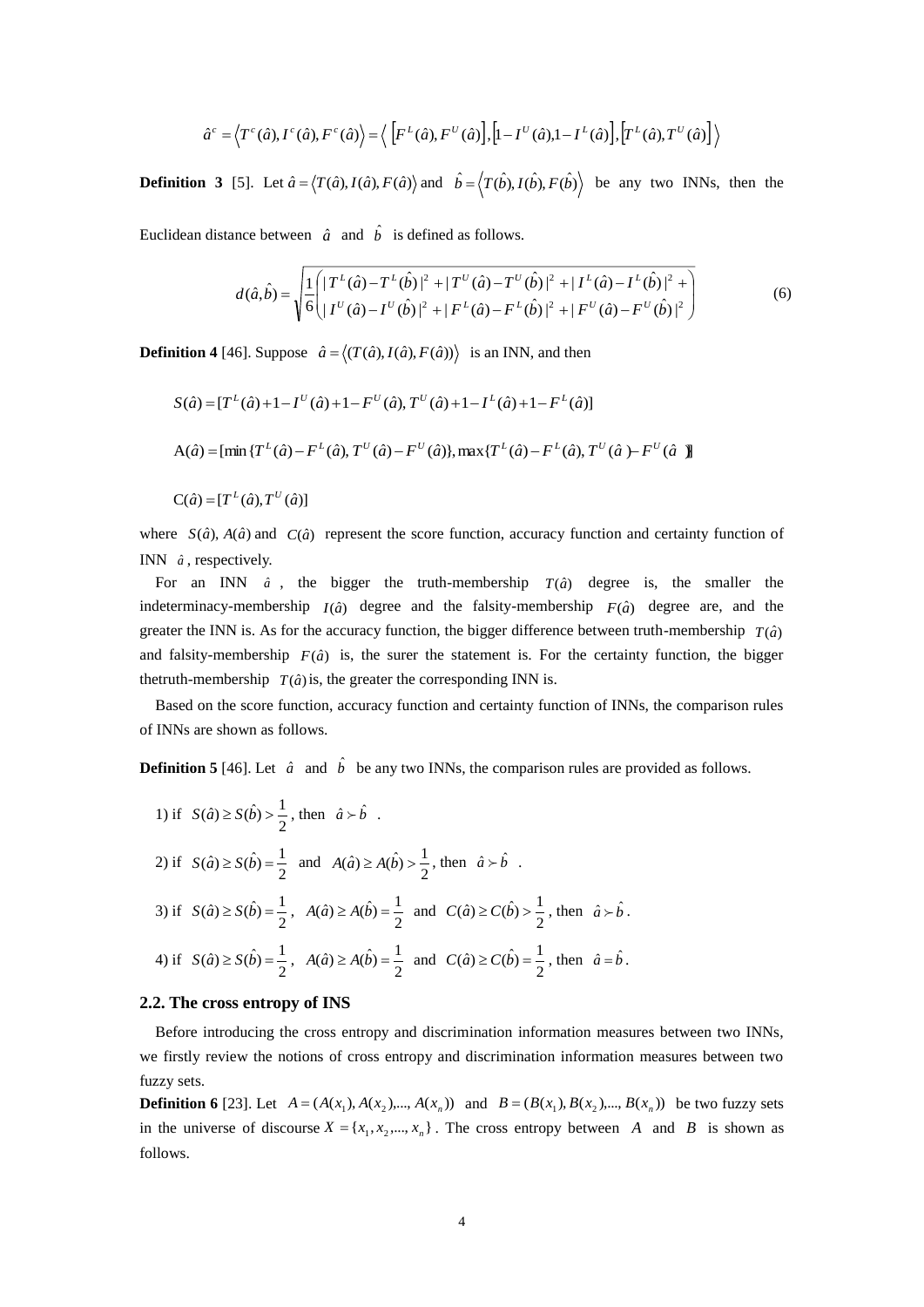$$\hat{a}^c = \left\langle T^c(\hat{a}), I^c(\hat{a}), F^c(\hat{a}) \right\rangle = \left\langle \left[F^L(\hat{a}), F^U(\hat{a})\right], \left[1 - I^U(\hat{a}), 1 - I^L(\hat{a})\right], \left[T^L(\hat{a}), T^U(\hat{a})\right] \right\rangle$$

**Definition 3** [5]. Let $\hat{a} = \langle T(\hat{a}), I(\hat{a}), F(\hat{a}) \rangle$ and $\hat{b} = \langle T(\hat{b}), I(\hat{b}), F(\hat{b}) \rangle$ be any two INNs, then the Euclidean distance between $\hat{a}$ and $\hat{b}$ is defined as follows.

$$d(\hat{a}, \hat{b}) = \sqrt{\frac{1}{6}\left( \begin{array}{l} |T^L(\hat{a}) - T^L(\hat{b})|^2 + |T^U(\hat{a}) - T^U(\hat{b})|^2 + |I^L(\hat{a}) - I^L(\hat{b})|^2 + \\ |I^U(\hat{a}) - I^U(\hat{b})|^2 + |F^L(\hat{a}) - F^L(\hat{b})|^2 + |F^U(\hat{a}) - F^U(\hat{b})|^2 \end{array} \right)} \tag{6}$$

**Definition 4** [46]. Suppose $\hat{a} = \langle (T(\hat{a}), I(\hat{a}), F(\hat{a})) \rangle$ is an INN, and then

$$S(\hat{a}) = [T^L(\hat{a}) + 1 - I^U(\hat{a}) + 1 - F^U(\hat{a}), T^U(\hat{a}) + 1 - I^L(\hat{a}) + 1 - F^L(\hat{a})]$$

$$A(\hat{a}) = [\min\{T^L(\hat{a}) - F^L(\hat{a}), T^U(\hat{a}) - F^U(\hat{a})\}, \max\{T^L(\hat{a}) - F^L(\hat{a}), T^U(\hat{a}) - F^U(\hat{a})\}]$$

$$C(\hat{a}) = [T^L(\hat{a}), T^U(\hat{a})]$$

where $S(\hat{a})$, $A(\hat{a})$ and $C(\hat{a})$ represent the score function, accuracy function and certainty function of INN $\hat{a}$, respectively.

For an INN $\hat{a}$, the bigger the truth-membership $T(\hat{a})$ degree is, the smaller the indeterminacy-membership $I(\hat{a})$ degree and the falsity-membership $F(\hat{a})$ degree are, and the greater the INN is. As for the accuracy function, the bigger difference between truth-membership $T(\hat{a})$ and falsity-membership $F(\hat{a})$ is, the surer the statement is. For the certainty function, the bigger thetruth-membership $T(\hat{a})$ is, the greater the corresponding INN is.

Based on the score function, accuracy function and certainty function of INNs, the comparison rules of INNs are shown as follows.

**Definition 5** [46]. Let $\hat{a}$ and $\hat{b}$ be any two INNs, the comparison rules are provided as follows.

1) if $S(\hat{a}) \geq S(\hat{b}) > \frac{1}{2}$, then $\hat{a} \succ \hat{b}$ .

2) if $S(\hat{a}) \geq S(\hat{b}) = \frac{1}{2}$ and $A(\hat{a}) \geq A(\hat{b}) > \frac{1}{2}$, then $\hat{a} \succ \hat{b}$ .

3) if $S(\hat{a}) \geq S(\hat{b}) = \frac{1}{2}$, $A(\hat{a}) \geq A(\hat{b}) = \frac{1}{2}$ and $C(\hat{a}) \geq C(\hat{b}) > \frac{1}{2}$, then $\hat{a} \succ \hat{b}$.

4) if $S(\hat{a}) \geq S(\hat{b}) = \frac{1}{2}$, $A(\hat{a}) \geq A(\hat{b}) = \frac{1}{2}$ and $C(\hat{a}) \geq C(\hat{b}) = \frac{1}{2}$, then $\hat{a} = \hat{b}$.

### 2.2. The cross entropy of INS

Before introducing the cross entropy and discrimination information measures between two INNs, we firstly review the notions of cross entropy and discrimination information measures between two fuzzy sets.

**Definition 6** [23]. Let $A = (A(x_1), A(x_2), ..., A(x_n))$ and $B = (B(x_1), B(x_2), ..., B(x_n))$ be two fuzzy sets in the universe of discourse $X = \{x_1, x_2, ..., x_n\}$. The cross entropy between $A$ and $B$ is shown as follows.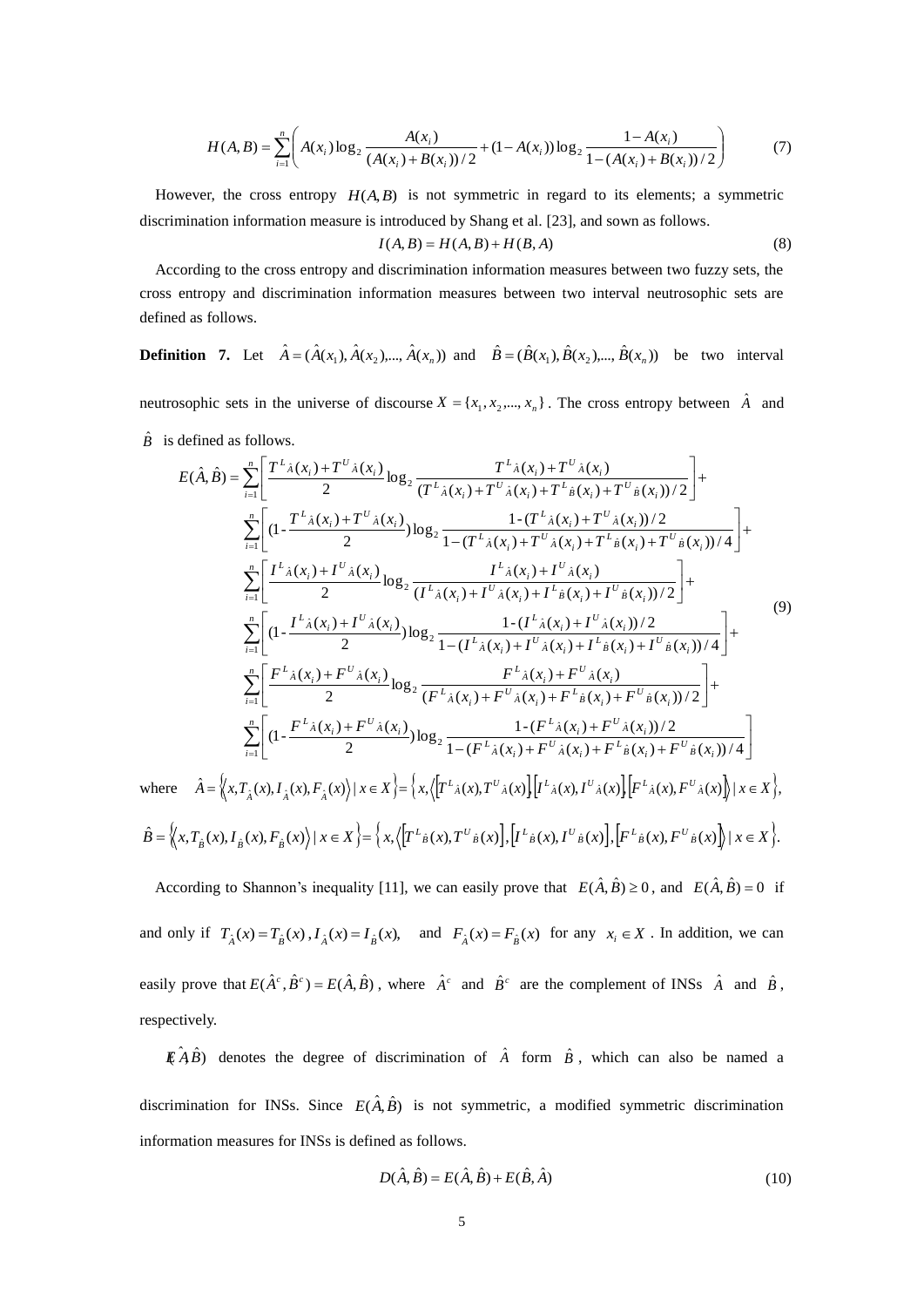$$H(A,B)=\sum_{i=1}^{n}\left(A(x_i)\log_2\frac{A(x_i)}{(A(x_i)+B(x_i))/2}+(1-A(x_i))\log_2\frac{1-A(x_i)}{1-(A(x_i)+B(x_i))/2}\right) \tag{7}$$

However, the cross entropy $H(A,B)$ is not symmetric in regard to its elements; a symmetric discrimination information measure is introduced by Shang et al. [23], and sown as follows.

$$I(A,B)=H(A,B)+H(B,A) \tag{8}$$

According to the cross entropy and discrimination information measures between two fuzzy sets, the cross entropy and discrimination information measures between two interval neutrosophic sets are defined as follows.

**Definition 7.** Let $\hat{A}=(\hat{A}(x_1),\hat{A}(x_2),...,\hat{A}(x_n))$ and $\hat{B}=(\hat{B}(x_1),\hat{B}(x_2),...,\hat{B}(x_n))$ be two interval neutrosophic sets in the universe of discourse $X=\{x_1,x_2,...,x_n\}$. The cross entropy between $\hat{A}$ and $\hat{B}$ is defined as follows.

$$\begin{aligned}
E(\hat{A},\hat{B})=&\sum_{i=1}^{n}\left[\frac{T^L{}_{\hat{A}}(x_i)+T^U{}_{\hat{A}}(x_i)}{2}\log_2\frac{T^L{}_{\hat{A}}(x_i)+T^U{}_{\hat{A}}(x_i)}{(T^L{}_{\hat{A}}(x_i)+T^U{}_{\hat{A}}(x_i)+T^L{}_{\hat{B}}(x_i)+T^U{}_{\hat{B}}(x_i))/2}\right]+\\
&\sum_{i=1}^{n}\left[(1-\frac{T^L{}_{\hat{A}}(x_i)+T^U{}_{\hat{A}}(x_i)}{2})\log_2\frac{1-(T^L{}_{\hat{A}}(x_i)+T^U{}_{\hat{A}}(x_i))/2}{1-(T^L{}_{\hat{A}}(x_i)+T^U{}_{\hat{A}}(x_i)+T^L{}_{\hat{B}}(x_i)+T^U{}_{\hat{B}}(x_i))/4}\right]+\\
&\sum_{i=1}^{n}\left[\frac{I^L{}_{\hat{A}}(x_i)+I^U{}_{\hat{A}}(x_i)}{2}\log_2\frac{I^L{}_{\hat{A}}(x_i)+I^U{}_{\hat{A}}(x_i)}{(I^L{}_{\hat{A}}(x_i)+I^U{}_{\hat{A}}(x_i)+I^L{}_{\hat{B}}(x_i)+I^U{}_{\hat{B}}(x_i))/2}\right]+\\
&\sum_{i=1}^{n}\left[(1-\frac{I^L{}_{\hat{A}}(x_i)+I^U{}_{\hat{A}}(x_i)}{2})\log_2\frac{1-(I^L{}_{\hat{A}}(x_i)+I^U{}_{\hat{A}}(x_i))/2}{1-(I^L{}_{\hat{A}}(x_i)+I^U{}_{\hat{A}}(x_i)+I^L{}_{\hat{B}}(x_i)+I^U{}_{\hat{B}}(x_i))/4}\right]+\\
&\sum_{i=1}^{n}\left[\frac{F^L{}_{\hat{A}}(x_i)+F^U{}_{\hat{A}}(x_i)}{2}\log_2\frac{F^L{}_{\hat{A}}(x_i)+F^U{}_{\hat{A}}(x_i)}{(F^L{}_{\hat{A}}(x_i)+F^U{}_{\hat{A}}(x_i)+F^L{}_{\hat{B}}(x_i)+F^U{}_{\hat{B}}(x_i))/2}\right]+\\
&\sum_{i=1}^{n}\left[(1-\frac{F^L{}_{\hat{A}}(x_i)+F^U{}_{\hat{A}}(x_i)}{2})\log_2\frac{1-(F^L{}_{\hat{A}}(x_i)+F^U{}_{\hat{A}}(x_i))/2}{1-(F^L{}_{\hat{A}}(x_i)+F^U{}_{\hat{A}}(x_i)+F^L{}_{\hat{B}}(x_i)+F^U{}_{\hat{B}}(x_i))/4}\right]
\end{aligned} \tag{9}$$

where $\hat{A}=\left\{\left\langle x,T_{\hat{A}}(x),I_{\hat{A}}(x),F_{\hat{A}}(x)\right\rangle \mid x\in X\right\}=\left\{x,\left\langle\left[T^L{}_{\hat{A}}(x),T^U{}_{\hat{A}}(x)\right],\left[I^L{}_{\hat{A}}(x),I^U{}_{\hat{A}}(x)\right],\left[F^L{}_{\hat{A}}(x),F^U{}_{\hat{A}}(x)\right]\right\rangle \mid x\in X\right\}$,

$\hat{B}=\left\{\left\langle x,T_{\hat{B}}(x),I_{\hat{B}}(x),F_{\hat{B}}(x)\right\rangle \mid x\in X\right\}=\left\{x,\left\langle\left[T^L{}_{\hat{B}}(x),T^U{}_{\hat{B}}(x)\right],\left[I^L{}_{\hat{B}}(x),I^U{}_{\hat{B}}(x)\right],\left[F^L{}_{\hat{B}}(x),F^U{}_{\hat{B}}(x)\right]\right\rangle \mid x\in X\right\}$.

According to Shannon's inequality [11], we can easily prove that $E(\hat{A},\hat{B})\geq 0$, and $E(\hat{A},\hat{B})=0$ if and only if $T_{\hat{A}}(x)=T_{\hat{B}}(x)$, $I_{\hat{A}}(x)=I_{\hat{B}}(x)$, and $F_{\hat{A}}(x)=F_{\hat{B}}(x)$ for any $x_i\in X$. In addition, we can easily prove that $E(\hat{A}^c,\hat{B}^c)=E(\hat{A},\hat{B})$, where $\hat{A}^c$ and $\hat{B}^c$ are the complement of INSs $\hat{A}$ and $\hat{B}$, respectively.

$E(\hat{A},\hat{B})$ denotes the degree of discrimination of $\hat{A}$ form $\hat{B}$, which can also be named a discrimination for INSs. Since $E(\hat{A},\hat{B})$ is not symmetric, a modified symmetric discrimination information measures for INSs is defined as follows.

$$D(\hat{A},\hat{B})=E(\hat{A},\hat{B})+E(\hat{B},\hat{A}) \tag{10}$$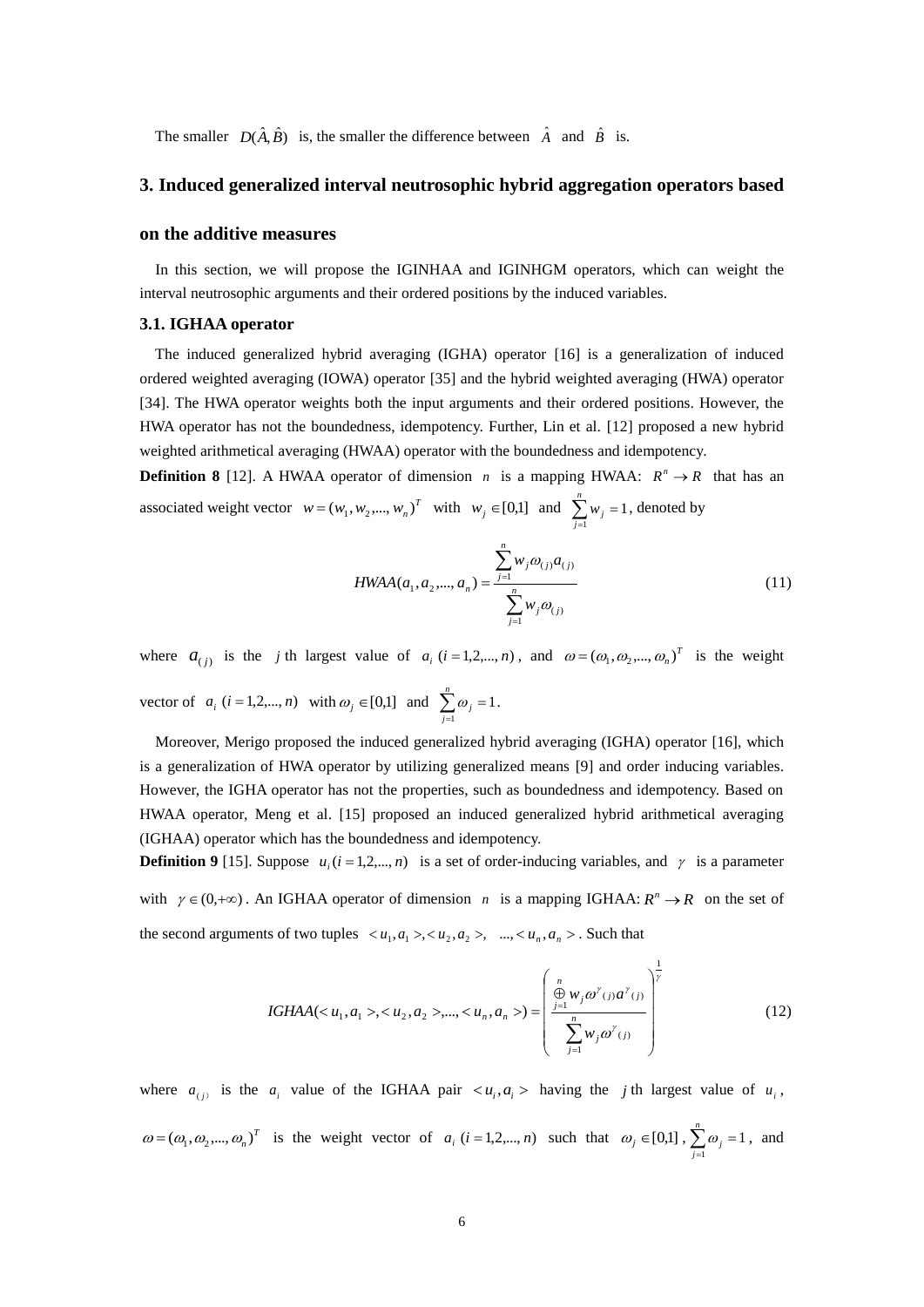The smaller $D(\hat{A},\hat{B})$ is, the smaller the difference between $\hat{A}$ and $\hat{B}$ is.

## 3. Induced generalized interval neutrosophic hybrid aggregation operators based on the additive measures

In this section, we will propose the IGINHAA and IGINHGM operators, which can weight the interval neutrosophic arguments and their ordered positions by the induced variables.

### 3.1. IGHAA operator

The induced generalized hybrid averaging (IGHA) operator [16] is a generalization of induced ordered weighted averaging (IOWA) operator [35] and the hybrid weighted averaging (HWA) operator [34]. The HWA operator weights both the input arguments and their ordered positions. However, the HWA operator has not the boundedness, idempotency. Further, Lin et al. [12] proposed a new hybrid weighted arithmetical averaging (HWAA) operator with the boundedness and idempotency.

**Definition 8** [12]. A HWAA operator of dimension $n$ is a mapping HWAA: $R^n \to R$ that has an associated weight vector $w=(w_1,w_2,...,w_n)^T$ with $w_j \in [0,1]$ and $\sum_{j=1}^{n} w_j = 1$, denoted by

$$HWAA(a_1,a_2,...,a_n)=\frac{\sum_{j=1}^{n} w_j \omega_{(j)} a_{(j)}}{\sum_{j=1}^{n} w_j \omega_{(j)}} \tag{11}$$

where $a_{(j)}$ is the $j$ th largest value of $a_i\ (i=1,2,...,n)$, and $\omega=(\omega_1,\omega_2,...,\omega_n)^T$ is the weight vector of $a_i\ (i=1,2,...,n)$ with $\omega_j \in [0,1]$ and $\sum_{j=1}^{n} \omega_j = 1$.

Moreover, Merigo proposed the induced generalized hybrid averaging (IGHA) operator [16], which is a generalization of HWA operator by utilizing generalized means [9] and order inducing variables. However, the IGHA operator has not the properties, such as boundedness and idempotency. Based on HWAA operator, Meng et al. [15] proposed an induced generalized hybrid arithmetical averaging (IGHAA) operator which has the boundedness and idempotency.

**Definition 9** [15]. Suppose $u_i (i=1,2,...,n)$ is a set of order-inducing variables, and $\gamma$ is a parameter with $\gamma \in (0,+\infty)$. An IGHAA operator of dimension $n$ is a mapping IGHAA: $R^n \to R$ on the set of the second arguments of two tuples $<u_1,a_1>,<u_2,a_2>,\ \ ...,<u_n,a_n>$. Such that

$$IGHAA(<u_1,a_1>,<u_2,a_2>,...,<u_n,a_n>)=\left(\frac{\overset{n}{\underset{j=1}{\oplus}} w_j \omega^{\gamma}{}_{(j)} a^{\gamma}{}_{(j)}}{\sum_{j=1}^{n} w_j \omega^{\gamma}{}_{(j)}}\right)^{\frac{1}{\gamma}} \tag{12}$$

where $a_{(j)}$ is the $a_i$ value of the IGHAA pair $<u_i,a_i>$ having the $j$ th largest value of $u_i$, $\omega=(\omega_1,\omega_2,...,\omega_n)^T$ is the weight vector of $a_i\ (i=1,2,...,n)$ such that $\omega_j \in [0,1]$, $\sum_{j=1}^{n} \omega_j = 1$, and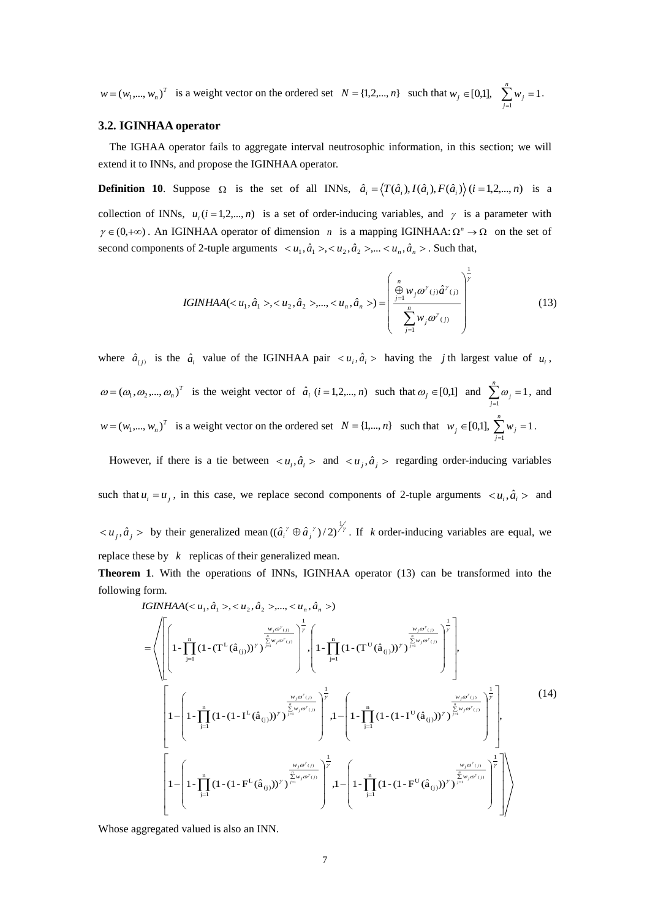$w = (w_1,..., w_n)^T$ is a weight vector on the ordered set $N = \{1,2,..., n\}$ such that $w_j \in [0,1]$, $\sum_{j=1}^{n} w_j = 1$.

### 3.2. IGINHAA operator

The IGHAA operator fails to aggregate interval neutrosophic information, in this section; we will extend it to INNs, and propose the IGINHAA operator.

**Definition 10**. Suppose $\Omega$ is the set of all INNs, $\hat{a}_i = \langle T(\hat{a}_i), I(\hat{a}_i), F(\hat{a}_i) \rangle$ $(i = 1,2,..., n)$ is a collection of INNs, $u_i (i = 1,2,..., n)$ is a set of order-inducing variables, and $\gamma$ is a parameter with $\gamma \in (0,+\infty)$. An IGINHAA operator of dimension $n$ is a mapping IGINHAA: $\Omega^n \to \Omega$ on the set of second components of 2-tuple arguments $< u_1, \hat{a}_1 >, < u_2, \hat{a}_2 >, ... < u_n, \hat{a}_n >$. Such that,

$$IGINHAA(< u_1, \hat{a}_1 >, < u_2, \hat{a}_2 >,..., < u_n, \hat{a}_n >) = \left( \frac{\overset{n}{\underset{j=1}{\oplus}} w_j \omega^{\gamma}{}_{(j)} \hat{a}^{\gamma}{}_{(j)}}{\sum_{j=1}^{n} w_j \omega^{\gamma}{}_{(j)}} \right)^{\frac{1}{\gamma}} \tag{13}$$

where $\hat{a}_{(j)}$ is the $\hat{a}_i$ value of the IGINHAA pair $< u_i, \hat{a}_i >$ having the $j$ th largest value of $u_i$, $\omega = (\omega_1, \omega_2,..., \omega_n)^T$ is the weight vector of $\hat{a}_i$ $(i = 1,2,..., n)$ such that $\omega_j \in [0,1]$ and $\sum_{j=1}^{n} \omega_j = 1$, and $w = (w_1,..., w_n)^T$ is a weight vector on the ordered set $N = \{1,..., n\}$ such that $w_j \in [0,1]$, $\sum_{j=1}^{n} w_j = 1$.

However, if there is a tie between $< u_i, \hat{a}_i >$ and $< u_j, \hat{a}_j >$ regarding order-inducing variables such that $u_i = u_j$, in this case, we replace second components of 2-tuple arguments $< u_i, \hat{a}_i >$ and $< u_j, \hat{a}_j >$ by their generalized mean $((\hat{a}_i^{\gamma} \oplus \hat{a}_j^{\gamma})/2)^{1/\gamma}$. If $k$ order-inducing variables are equal, we replace these by $k$ replicas of their generalized mean.

**Theorem 1**. With the operations of INNs, IGINHAA operator (13) can be transformed into the following form.

$$\begin{aligned}
&IGINHAA(< u_1, \hat{a}_1 >, < u_2, \hat{a}_2 >,..., < u_n, \hat{a}_n >) \\
&= \left\langle \left[ \left( 1 - \prod_{j=1}^{n} (1 - (T^L(\hat{a}_{(j)}))^{\gamma})^{\frac{w_j \omega^{\gamma}{}_{(j)}}{\sum_{j=1}^{n} w_j \omega^{\gamma}{}_{(j)}}} \right)^{\frac{1}{\gamma}}, \left( 1 - \prod_{j=1}^{n} (1 - (T^U(\hat{a}_{(j)}))^{\gamma})^{\frac{w_j \omega^{\gamma}{}_{(j)}}{\sum_{j=1}^{n} w_j \omega^{\gamma}{}_{(j)}}} \right)^{\frac{1}{\gamma}} \right], \right. \\
&\left[ 1 - \left( 1 - \prod_{j=1}^{n} (1 - (1 - I^L(\hat{a}_{(j)}))^{\gamma})^{\frac{w_j \omega^{\gamma}{}_{(j)}}{\sum_{j=1}^{n} w_j \omega^{\gamma}{}_{(j)}}} \right)^{\frac{1}{\gamma}}, 1 - \left( 1 - \prod_{j=1}^{n} (1 - (1 - I^U(\hat{a}_{(j)}))^{\gamma})^{\frac{w_j \omega^{\gamma}{}_{(j)}}{\sum_{j=1}^{n} w_j \omega^{\gamma}{}_{(j)}}} \right)^{\frac{1}{\gamma}} \right], \\
&\left. \left[ 1 - \left( 1 - \prod_{j=1}^{n} (1 - (1 - F^L(\hat{a}_{(j)}))^{\gamma})^{\frac{w_j \omega^{\gamma}{}_{(j)}}{\sum_{j=1}^{n} w_j \omega^{\gamma}{}_{(j)}}} \right)^{\frac{1}{\gamma}}, 1 - \left( 1 - \prod_{j=1}^{n} (1 - (1 - F^U(\hat{a}_{(j)}))^{\gamma})^{\frac{w_j \omega^{\gamma}{}_{(j)}}{\sum_{j=1}^{n} w_j \omega^{\gamma}{}_{(j)}}} \right)^{\frac{1}{\gamma}} \right] \right\rangle
\end{aligned} \tag{14}$$

Whose aggregated valued is also an INN.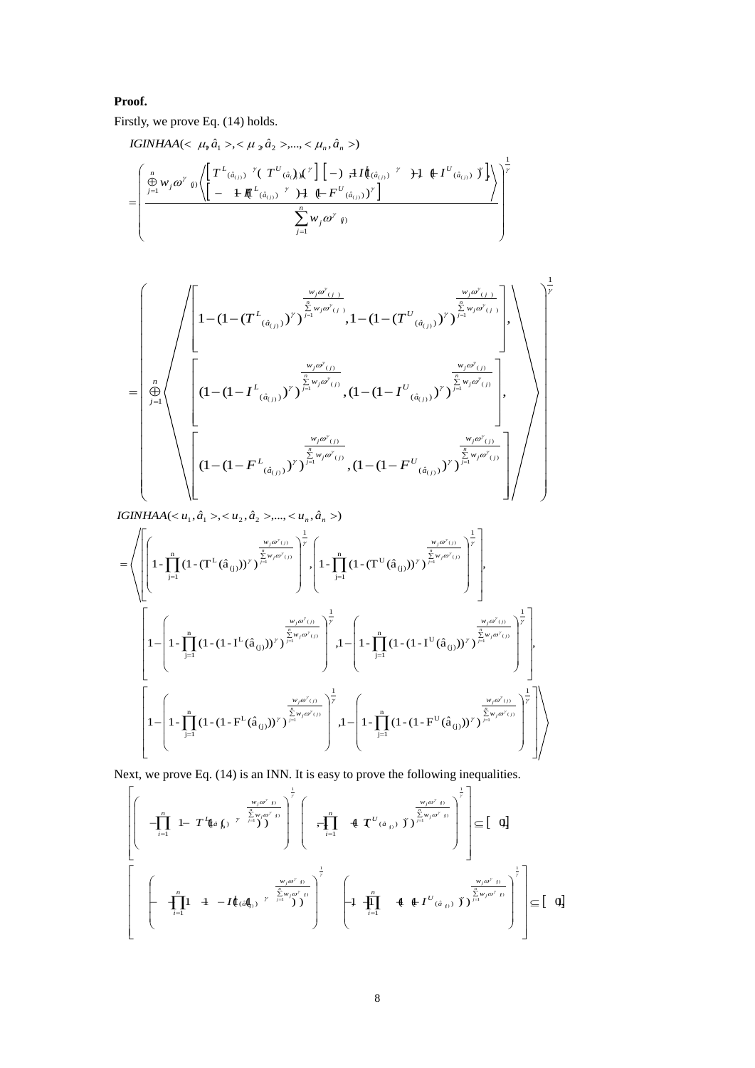**Proof.**

Firstly, we prove Eq. (14) holds.

$$
IGINHAA(<\mu_1, \hat{a}_1>, <\mu_2, \hat{a}_2>, \ldots, <\mu_n, \hat{a}_n>)
$$

$$
= \left( \frac{\bigoplus_{j=1}^{n} w_j \omega^{\gamma}_{(j)} \left\langle \begin{matrix} \left[ (T^L_{(\hat{a}_{(j)})})^{\gamma}, (T^U_{(\hat{a}_{(j)})})^{\gamma} \right], \left[ 1-(1-I^L_{(\hat{a}_{(j)})})^{\gamma}, 1-(1-I^U_{(\hat{a}_{(j)})})^{\gamma} \right], \\ \left[ 1-(1-F^L_{(\hat{a}_{(j)})})^{\gamma}, 1-(1-F^U_{(\hat{a}_{(j)})})^{\gamma} \right] \end{matrix} \right\rangle}{\sum_{j=1}^{n} w_j \omega^{\gamma}_{(j)}} \right)^{\frac{1}{\gamma}}
$$

$$
= \left( \bigoplus_{j=1}^{n} \left\langle \begin{matrix} \left[ 1-(1-(T^L_{(\hat{a}_{(j)})})^{\gamma})^{\frac{w_j \omega^{\gamma}_{(j)}}{\sum_{j=1}^{n} w_j \omega^{\gamma}_{(j)}}}, 1-(1-(T^U_{(\hat{a}_{(j)})})^{\gamma})^{\frac{w_j \omega^{\gamma}_{(j)}}{\sum_{j=1}^{n} w_j \omega^{\gamma}_{(j)}}} \right], \\ \left[ (1-(1-I^L_{(\hat{a}_{(j)})})^{\gamma})^{\frac{w_j \omega^{\gamma}_{(j)}}{\sum_{j=1}^{n} w_j \omega^{\gamma}_{(j)}}}, (1-(1-I^U_{(\hat{a}_{(j)})})^{\gamma})^{\frac{w_j \omega^{\gamma}_{(j)}}{\sum_{j=1}^{n} w_j \omega^{\gamma}_{(j)}}} \right], \\ \left[ (1-(1-F^L_{(\hat{a}_{(j)})})^{\gamma})^{\frac{w_j \omega^{\gamma}_{(j)}}{\sum_{j=1}^{n} w_j \omega^{\gamma}_{(j)}}}, (1-(1-F^U_{(\hat{a}_{(j)})})^{\gamma})^{\frac{w_j \omega^{\gamma}_{(j)}}{\sum_{j=1}^{n} w_j \omega^{\gamma}_{(j)}}} \right] \end{matrix} \right\rangle \right)^{\frac{1}{\gamma}}
$$

$$
IGINHAA(<u_1, \hat{a}_1>, <u_2, \hat{a}_2>, \ldots, <u_n, \hat{a}_n>)
$$

$$
= \left\langle \begin{matrix} \left[ \left( 1-\prod_{j=1}^{n} (1-(T^L(\hat{a}_{(j)}))^{\gamma})^{\frac{w_j \omega^{\gamma}_{(j)}}{\sum_{j=1}^{n} w_j \omega^{\gamma}_{(j)}}} \right)^{\frac{1}{\gamma}}, \left( 1-\prod_{j=1}^{n} (1-(T^U(\hat{a}_{(j)}))^{\gamma})^{\frac{w_j \omega^{\gamma}_{(j)}}{\sum_{j=1}^{n} w_j \omega^{\gamma}_{(j)}}} \right)^{\frac{1}{\gamma}} \right], \\ \left[ 1-\left( 1-\prod_{j=1}^{n} (1-(1-I^L(\hat{a}_{(j)}))^{\gamma})^{\frac{w_j \omega^{\gamma}_{(j)}}{\sum_{j=1}^{n} w_j \omega^{\gamma}_{(j)}}} \right)^{\frac{1}{\gamma}}, 1-\left( 1-\prod_{j=1}^{n} (1-(1-I^U(\hat{a}_{(j)}))^{\gamma})^{\frac{w_j \omega^{\gamma}_{(j)}}{\sum_{j=1}^{n} w_j \omega^{\gamma}_{(j)}}} \right)^{\frac{1}{\gamma}} \right], \\ \left[ 1-\left( 1-\prod_{j=1}^{n} (1-(1-F^L(\hat{a}_{(j)}))^{\gamma})^{\frac{w_j \omega^{\gamma}_{(j)}}{\sum_{j=1}^{n} w_j \omega^{\gamma}_{(j)}}} \right)^{\frac{1}{\gamma}}, 1-\left( 1-\prod_{j=1}^{n} (1-(1-F^U(\hat{a}_{(j)}))^{\gamma})^{\frac{w_j \omega^{\gamma}_{(j)}}{\sum_{j=1}^{n} w_j \omega^{\gamma}_{(j)}}} \right)^{\frac{1}{\gamma}} \right] \end{matrix} \right\rangle
$$

Next, we prove Eq. (14) is an INN. It is easy to prove the following inequalities.

$$
\left[ \left( 1-\prod_{i=1}^{n} (1-(T^L(\hat{a}_{(i)}))^{\gamma})^{\frac{w_j \omega^{\gamma}_{(j)}}{\sum_{j=1}^{n} w_j \omega^{\gamma}_{(j)}}} \right)^{\frac{1}{\gamma}}, \left( 1-\prod_{i=1}^{n} (1-(T^U(\hat{a}_{(i)}))^{\gamma})^{\frac{w_j \omega^{\gamma}_{(j)}}{\sum_{j=1}^{n} w_j \omega^{\gamma}_{(j)}}} \right)^{\frac{1}{\gamma}} \right] \subseteq [0,1]
$$

$$
\left[ 1-\left( 1-\prod_{i=1}^{n} (1-(1-I^L(\hat{a}_{(i)}))^{\gamma})^{\frac{w_j \omega^{\gamma}_{(j)}}{\sum_{j=1}^{n} w_j \omega^{\gamma}_{(j)}}} \right)^{\frac{1}{\gamma}}, 1-\left( 1-\prod_{i=1}^{n} (1-(1-I^U(\hat{a}_{(i)}))^{\gamma})^{\frac{w_j \omega^{\gamma}_{(j)}}{\sum_{j=1}^{n} w_j \omega^{\gamma}_{(j)}}} \right)^{\frac{1}{\gamma}} \right] \subseteq [0,1]
$$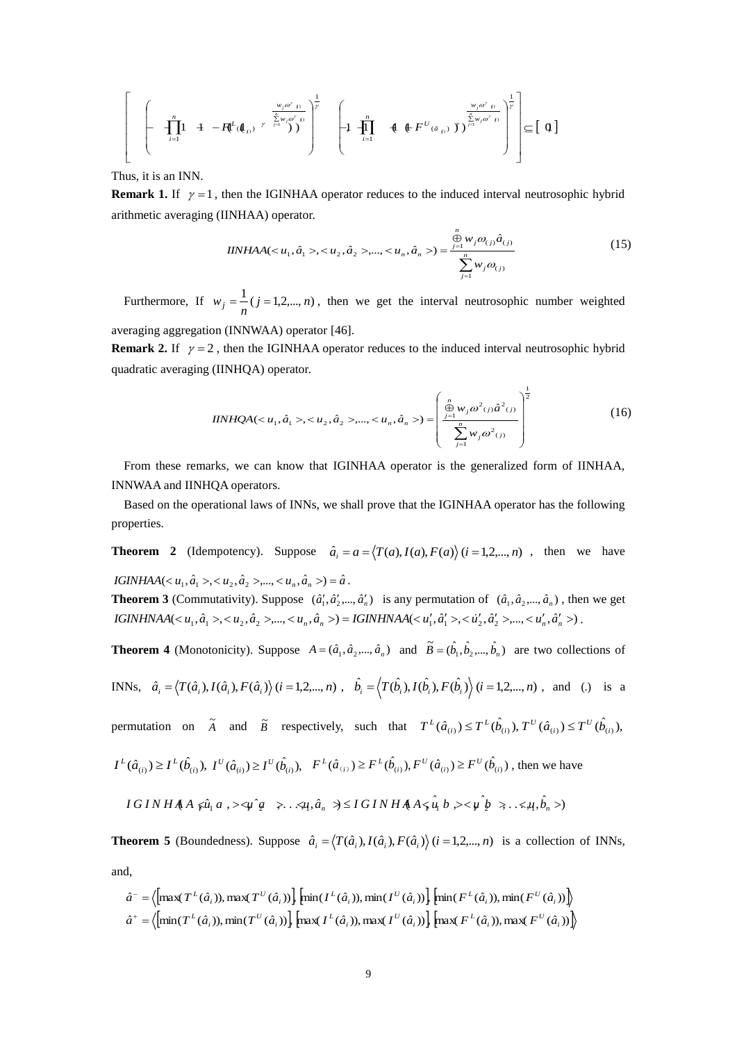$$\left[ \left(1-\prod_{i=1}^{n}\left(1-\left(1-F^{L}(\hat{a}_{(i)})\right)^{\gamma}\right)^{\frac{w_j\omega^{\gamma}_{(i)}}{\sum_{j=1}^{n}w_j\omega^{\gamma}_{(i)}}}\right)^{\frac{1}{\gamma}}, \left(1-\prod_{i=1}^{n}\left(1-\left(1-F^{U}(\hat{a}_{(i)})\right)^{\gamma}\right)^{\frac{w_j\omega^{\gamma}_{(i)}}{\sum_{j=1}^{n}w_j\omega^{\gamma}_{(i)}}}\right)^{\frac{1}{\gamma}} \right] \subseteq [0,1]$$

Thus, it is an INN.

**Remark 1.** If $\gamma = 1$, then the IGINHAA operator reduces to the induced interval neutrosophic hybrid arithmetic averaging (IINHAA) operator.

$$IINHAA(<u_1,\hat{a}_1>,<u_2,\hat{a}_2>,...,<u_n,\hat{a}_n>) = \frac{\overset{n}{\underset{j=1}{\oplus}} w_j\omega_{(j)}\hat{a}_{(j)}}{\sum_{j=1}^{n} w_j\omega_{(j)}} \tag{15}$$

Furthermore, If $w_j = \frac{1}{n}(j = 1,2,...,n)$, then we get the interval neutrosophic number weighted averaging aggregation (INNWAA) operator [46].

**Remark 2.** If $\gamma = 2$, then the IGINHAA operator reduces to the induced interval neutrosophic hybrid quadratic averaging (IINHQA) operator.

$$IINHQA(<u_1,\hat{a}_1>,<u_2,\hat{a}_2>,...,<u_n,\hat{a}_n>) = \left( \frac{\overset{n}{\underset{j=1}{\oplus}} w_j\omega^2_{(j)}\hat{a}^2_{(j)}}{\sum_{j=1}^{n} w_j\omega^2_{(j)}} \right)^{\frac{1}{2}} \tag{16}$$

From these remarks, we can know that IGINHAA operator is the generalized form of IINHAA, INNWAA and IINHQA operators.

Based on the operational laws of INNs, we shall prove that the IGINHAA operator has the following properties.

**Theorem 2** (Idempotency). Suppose $\hat{a}_i = a = \langle T(a), I(a), F(a) \rangle \, (i = 1,2,...,n)$, then we have $IGINHAA(<u_1,\hat{a}_1>,<u_2,\hat{a}_2>,...,<u_n,\hat{a}_n>) = \hat{a}$.

**Theorem 3** (Commutativity). Suppose $(\hat{a}'_1,\hat{a}'_2,...,\hat{a}'_n)$ is any permutation of $(\hat{a}_1,\hat{a}_2,...,\hat{a}_n)$, then we get $IGINHNAA(<u_1,\hat{a}_1>,<u_2,\hat{a}_2>,...,<u_n,\hat{a}_n>) = IGINHNAA(<u'_1,\hat{a}'_1>,<u'_2,\hat{a}'_2>,...,<u'_n,\hat{a}'_n>)$.

**Theorem 4** (Monotonicity). Suppose $A = (\hat{a}_1,\hat{a}_2,...,\hat{a}_n)$ and $\tilde{B} = (\hat{b}_1,\hat{b}_2,...,\hat{b}_n)$ are two collections of INNs, $\hat{a}_i = \langle T(\hat{a}_i), I(\hat{a}_i), F(\hat{a}_i) \rangle \, (i = 1,2,...,n)$, $\hat{b}_i = \langle T(\hat{b}_i), I(\hat{b}_i), F(\hat{b}_i) \rangle \, (i = 1,2,...,n)$, and (.) is a permutation on $\tilde{A}$ and $\tilde{B}$ respectively, such that $T^L(\hat{a}_{(i)}) \le T^L(\hat{b}_{(i)}), T^U(\hat{a}_{(i)}) \le T^U(\hat{b}_{(i)})$, $I^L(\hat{a}_{(i)}) \ge I^L(\hat{b}_{(i)}),\ I^U(\hat{a}_{(i)}) \ge I^U(\hat{b}_{(i)}),\ \ F^L(\hat{a}_{(i)}) \ge F^L(\hat{b}_{(i)}), F^U(\hat{a}_{(i)}) \ge F^U(\hat{b}_{(i)})$, then we have

$$IGINHAA(<u_1,\hat{a}_1>,<u_2,\hat{a}_2>,...,<u_n,\hat{a}_n>) \le IGINHAA(<u_1,\hat{b}_1>,<u_2,\hat{b}_2>,...,<u_n,\hat{b}_n>)$$

**Theorem 5** (Boundedness). Suppose $\hat{a}_i = \langle T(\hat{a}_i), I(\hat{a}_i), F(\hat{a}_i) \rangle \, (i = 1,2,...,n)$ is a collection of INNs, and,

$$\hat{a}^- = \left\langle \left[\max(T^L(\hat{a}_i)), \max(T^U(\hat{a}_i))\right], \left[\min(I^L(\hat{a}_i)), \min(I^U(\hat{a}_i))\right], \left[\min(F^L(\hat{a}_i)), \min(F^U(\hat{a}_i))\right] \right\rangle$$

$$\hat{a}^+ = \left\langle \left[\min(T^L(\hat{a}_i)), \min(T^U(\hat{a}_i))\right], \left[\max(I^L(\hat{a}_i)), \max(I^U(\hat{a}_i))\right], \left[\max(F^L(\hat{a}_i)), \max(F^U(\hat{a}_i))\right] \right\rangle$$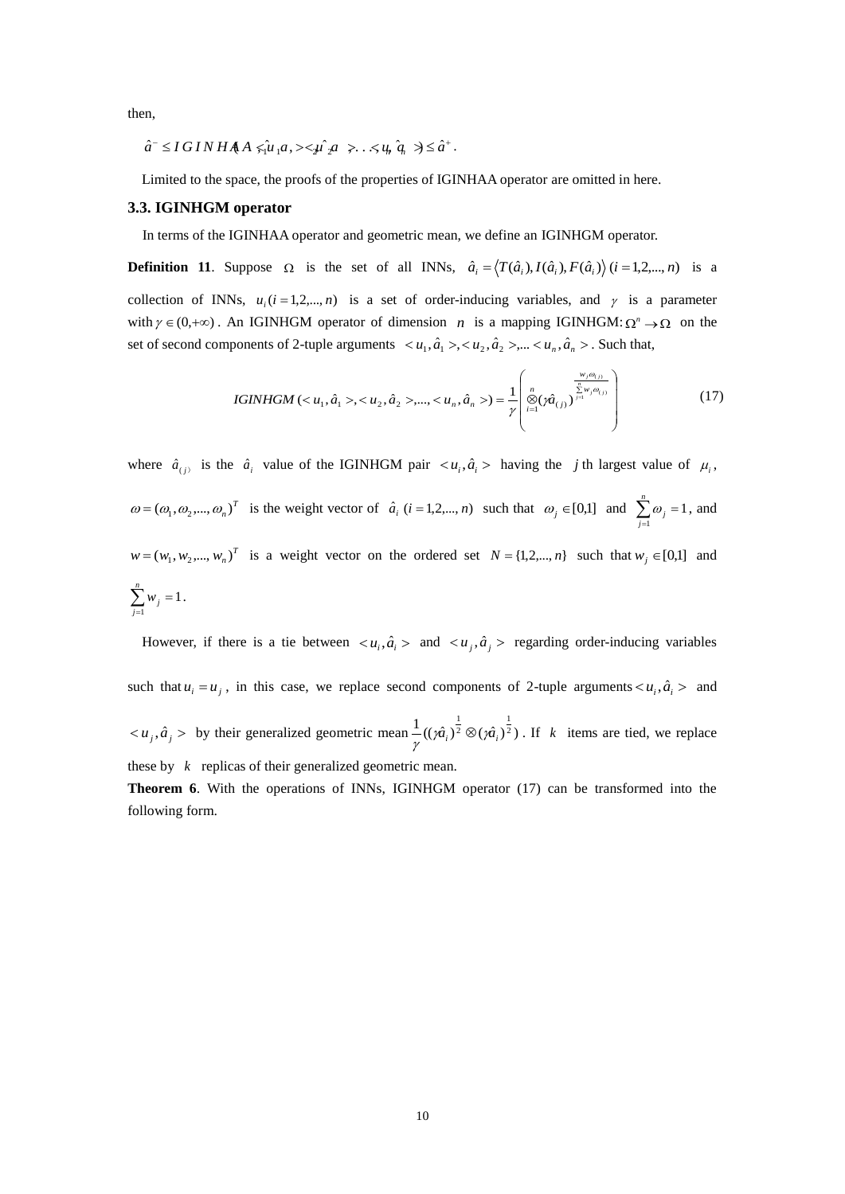then,

$$\hat{a}^- \le IGINHAA(<u_1, \hat{a}_1>, <u_2, \hat{a}_2>, ..., <u_n, \hat{a}_n>) \le \hat{a}^+ .$$

Limited to the space, the proofs of the properties of IGINHAA operator are omitted in here.

### 3.3. IGINHGM operator

In terms of the IGINHAA operator and geometric mean, we define an IGINHGM operator.

**Definition 11**. Suppose $\Omega$ is the set of all INNs, $\hat{a}_i = \langle T(\hat{a}_i), I(\hat{a}_i), F(\hat{a}_i) \rangle$ $(i = 1,2,...,n)$ is a collection of INNs, $u_i (i = 1,2,...,n)$ is a set of order-inducing variables, and $\gamma$ is a parameter with $\gamma \in (0,+\infty)$. An IGINHGM operator of dimension $n$ is a mapping IGINHGM: $\Omega^n \to \Omega$ on the set of second components of 2-tuple arguments $<u_1, \hat{a}_1>, <u_2, \hat{a}_2>, ... <u_n, \hat{a}_n>$. Such that,

$$IGINHGM(<u_1, \hat{a}_1>, <u_2, \hat{a}_2>, ..., <u_n, \hat{a}_n>) = \frac{1}{\gamma}\left( \underset{i=1}{\overset{n}{\otimes}} (\gamma \hat{a}_{(j)})^{\frac{w_j \omega_{(j)}}{\sum_{j=1}^{n} w_j \omega_{(j)}}} \right) \tag{17}$$

where $\hat{a}_{(j)}$ is the $\hat{a}_i$ value of the IGINHGM pair $<u_i, \hat{a}_i>$ having the $j$th largest value of $\mu_i$, $\omega = (\omega_1, \omega_2, ..., \omega_n)^T$ is the weight vector of $\hat{a}_i$ $(i = 1,2,...,n)$ such that $\omega_j \in [0,1]$ and $\sum_{j=1}^{n} \omega_j = 1$, and $w = (w_1, w_2, ..., w_n)^T$ is a weight vector on the ordered set $N = \{1,2,...,n\}$ such that $w_j \in [0,1]$ and $\sum_{j=1}^{n} w_j = 1$.

However, if there is a tie between $<u_i, \hat{a}_i>$ and $<u_j, \hat{a}_j>$ regarding order-inducing variables such that $u_i = u_j$, in this case, we replace second components of 2-tuple arguments $<u_i, \hat{a}_i>$ and $<u_j, \hat{a}_j>$ by their generalized geometric mean $\frac{1}{\gamma}((\gamma \hat{a}_i)^{\frac{1}{2}} \otimes (\gamma \hat{a}_i)^{\frac{1}{2}})$. If $k$ items are tied, we replace these by $k$ replicas of their generalized geometric mean.

**Theorem 6**. With the operations of INNs, IGINHGM operator (17) can be transformed into the following form.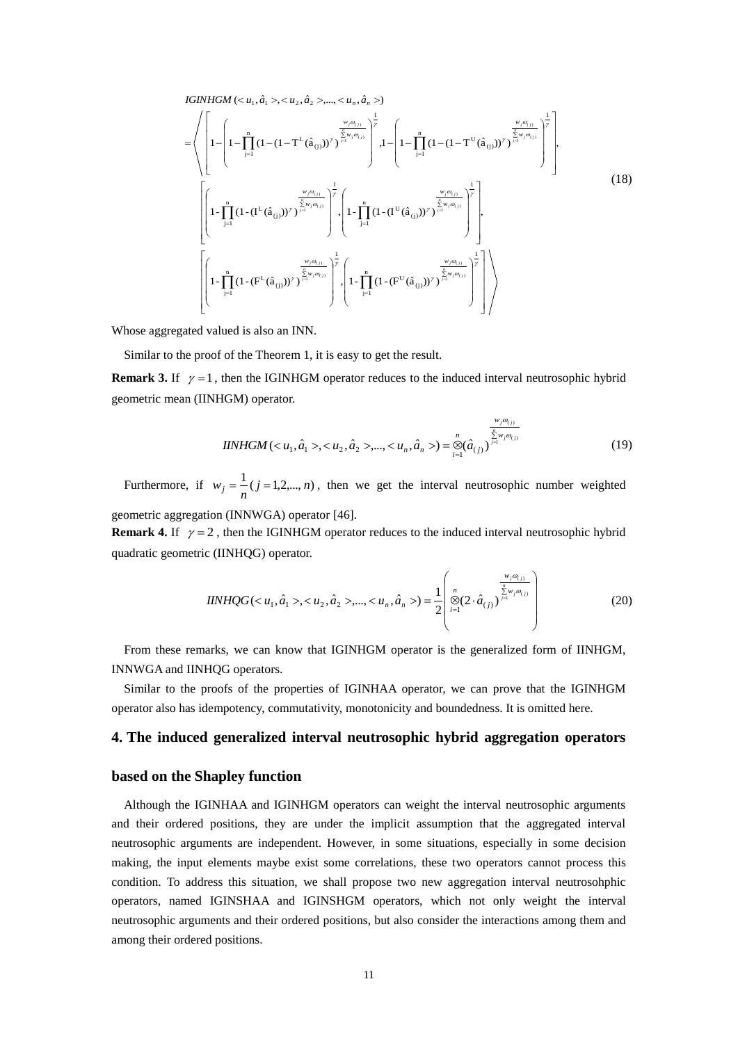$$IGINHGM(<u_1,\hat{a}_1>,<u_2,\hat{a}_2>,...,<u_n,\hat{a}_n>)$$

$$=\left\langle \begin{array}{l} \left[1-\left(1-\prod_{j=1}^{n}(1-(1-T^{L}(\hat{a}_{(j)}))^{\gamma})^{\frac{w_j\omega_{(j)}}{\sum_{j=1}^{n}w_j\omega_{(j)}}}\right)^{\frac{1}{\gamma}}, 1-\left(1-\prod_{j=1}^{n}(1-(1-T^{U}(\hat{a}_{(j)}))^{\gamma})^{\frac{w_j\omega_{(j)}}{\sum_{j=1}^{n}w_j\omega_{(j)}}}\right)^{\frac{1}{\gamma}}\right], \\ \left[\left(1-\prod_{j=1}^{n}(1-(I^{L}(\hat{a}_{(j)}))^{\gamma})^{\frac{w_j\omega_{(j)}}{\sum_{j=1}^{n}w_j\omega_{(j)}}}\right)^{\frac{1}{\gamma}}, \left(1-\prod_{j=1}^{n}(1-(I^{U}(\hat{a}_{(j)}))^{\gamma})^{\frac{w_j\omega_{(j)}}{\sum_{j=1}^{n}w_j\omega_{(j)}}}\right)^{\frac{1}{\gamma}}\right], \\ \left[\left(1-\prod_{j=1}^{n}(1-(F^{L}(\hat{a}_{(j)}))^{\gamma})^{\frac{w_j\omega_{(j)}}{\sum_{j=1}^{n}w_j\omega_{(j)}}}\right)^{\frac{1}{\gamma}}, \left(1-\prod_{j=1}^{n}(1-(F^{U}(\hat{a}_{(j)}))^{\gamma})^{\frac{w_j\omega_{(j)}}{\sum_{j=1}^{n}w_j\omega_{(j)}}}\right)^{\frac{1}{\gamma}}\right] \end{array} \right\rangle \quad (18)$$

Whose aggregated valued is also an INN.

Similar to the proof of the Theorem 1, it is easy to get the result.

**Remark 3.** If $\gamma=1$, then the IGINHGM operator reduces to the induced interval neutrosophic hybrid geometric mean (IINHGM) operator.

$$IINHGM(<u_1,\hat{a}_1>,<u_2,\hat{a}_2>,...,<u_n,\hat{a}_n>)=\otimes_{i=1}^{n}(\hat{a}_{(j)})^{\frac{w_j\omega_{(j)}}{\sum_{j=1}^{n}w_j\omega_{(j)}}} \quad (19)$$

Furthermore, if $w_j=\frac{1}{n}(j=1,2,...,n)$, then we get the interval neutrosophic number weighted geometric aggregation (INNWGA) operator [46].

**Remark 4.** If $\gamma=2$, then the IGINHGM operator reduces to the induced interval neutrosophic hybrid quadratic geometric (IINHQG) operator.

$$IINHQG(<u_1,\hat{a}_1>,<u_2,\hat{a}_2>,...,<u_n,\hat{a}_n>)=\frac{1}{2}\left(\otimes_{i=1}^{n}(2\cdot\hat{a}_{(j)})^{\frac{w_j\omega_{(j)}}{\sum_{j=1}^{n}w_j\omega_{(j)}}}\right) \quad (20)$$

From these remarks, we can know that IGINHGM operator is the generalized form of IINHGM, INNWGA and IINHQG operators.

Similar to the proofs of the properties of IGINHAA operator, we can prove that the IGINHGM operator also has idempotency, commutativity, monotonicity and boundedness. It is omitted here.

## 4. The induced generalized interval neutrosophic hybrid aggregation operators based on the Shapley function

Although the IGINHAA and IGINHGM operators can weight the interval neutrosophic arguments and their ordered positions, they are under the implicit assumption that the aggregated interval neutrosophic arguments are independent. However, in some situations, especially in some decision making, the input elements maybe exist some correlations, these two operators cannot process this condition. To address this situation, we shall propose two new aggregation interval neutrosohphic operators, named IGINSHAA and IGINSHGM operators, which not only weight the interval neutrosophic arguments and their ordered positions, but also consider the interactions among them and among their ordered positions.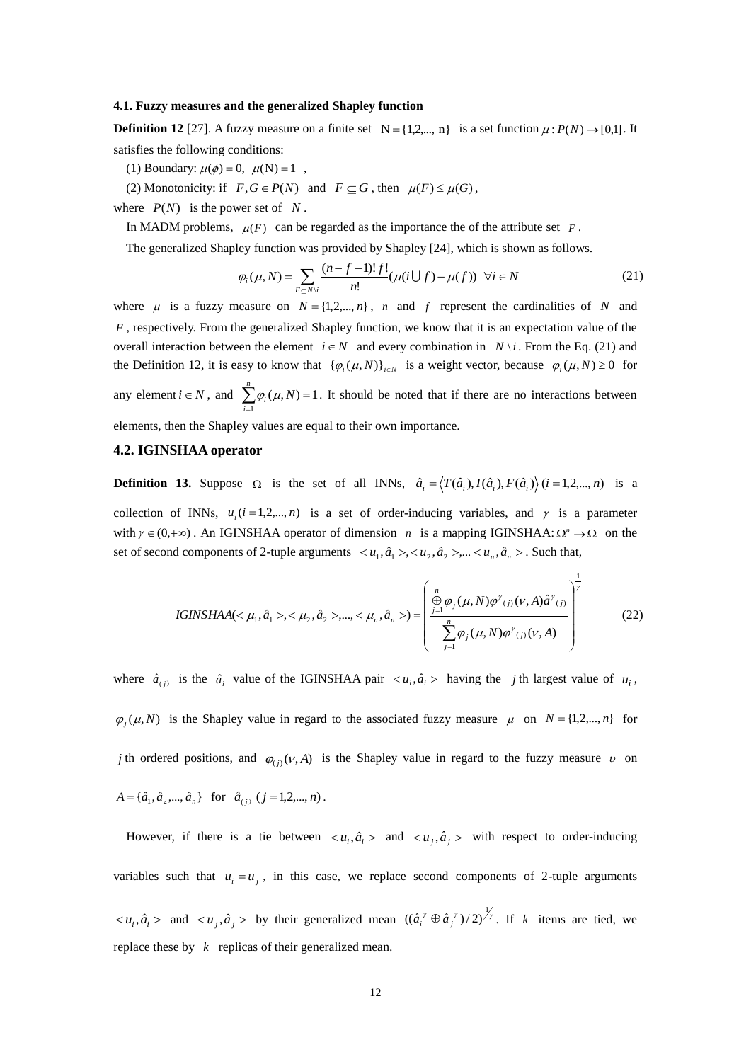### 4.1. Fuzzy measures and the generalized Shapley function

**Definition 12** [27]. A fuzzy measure on a finite set $N = \{1,2,..., n\}$ is a set function $\mu : P(N) \to [0,1]$. It satisfies the following conditions:

(1) Boundary: $\mu(\phi) = 0,\ \mu(N) = 1$ ,

(2) Monotonicity: if $F, G \in P(N)$ and $F \subseteq G$ , then $\mu(F) \le \mu(G)$ ,

where $P(N)$ is the power set of $N$ .

In MADM problems, $\mu(F)$ can be regarded as the importance the of the attribute set $F$ .

The generalized Shapley function was provided by Shapley [24], which is shown as follows.

$$\varphi_i(\mu, N) = \sum_{F \subseteq N \setminus i} \frac{(n-f-1)!\,f!}{n!}(\mu(i \cup f) - \mu(f)) \quad \forall i \in N \tag{21}$$

where $\mu$ is a fuzzy measure on $N = \{1,2,...,n\}$, $n$ and $f$ represent the cardinalities of $N$ and $F$, respectively. From the generalized Shapley function, we know that it is an expectation value of the overall interaction between the element $i \in N$ and every combination in $N \setminus i$. From the Eq. (21) and the Definition 12, it is easy to know that $\{\varphi_i(\mu, N)\}_{i \in N}$ is a weight vector, because $\varphi_i(\mu, N) \ge 0$ for any element $i \in N$, and $\sum_{i=1}^{n} \varphi_i(\mu, N) = 1$. It should be noted that if there are no interactions between elements, then the Shapley values are equal to their own importance.

### 4.2. IGINSHAA operator

**Definition 13.** Suppose $\Omega$ is the set of all INNs, $\hat{a}_i = \langle T(\hat{a}_i), I(\hat{a}_i), F(\hat{a}_i) \rangle\ (i = 1,2,...,n)$ is a collection of INNs, $u_i (i = 1,2,...,n)$ is a set of order-inducing variables, and $\gamma$ is a parameter with $\gamma \in (0, +\infty)$. An IGINSHAA operator of dimension $n$ is a mapping IGINSHAA: $\Omega^n \to \Omega$ on the set of second components of 2-tuple arguments $< u_1, \hat{a}_1 >, < u_2, \hat{a}_2 >, ... < u_n, \hat{a}_n >$. Such that,

$$IGINSHAA(< \mu_1, \hat{a}_1 >, < \mu_2, \hat{a}_2 >, ..., < \mu_n, \hat{a}_n >) = \left( \frac{\overset{n}{\underset{j=1}{\oplus}} \varphi_j(\mu, N) \varphi^{\gamma}{}_{(j)}(\nu, A) \hat{a}^{\gamma}{}_{(j)}}{\sum_{j=1}^{n} \varphi_j(\mu, N) \varphi^{\gamma}{}_{(j)}(\nu, A)} \right)^{\frac{1}{\gamma}} \tag{22}$$

where $\hat{a}_{(j)}$ is the $\hat{a}_i$ value of the IGINSHAA pair $< u_i, \hat{a}_i >$ having the $j$th largest value of $u_i$, $\varphi_j(\mu, N)$ is the Shapley value in regard to the associated fuzzy measure $\mu$ on $N = \{1,2,...,n\}$ for $j$th ordered positions, and $\varphi_{(j)}(\nu, A)$ is the Shapley value in regard to the fuzzy measure $\upsilon$ on $A = \{\hat{a}_1, \hat{a}_2, ..., \hat{a}_n\}$ for $\hat{a}_{(j)}\ (j = 1,2,...,n)$.

However, if there is a tie between $< u_i, \hat{a}_i >$ and $< u_j, \hat{a}_j >$ with respect to order-inducing variables such that $u_i = u_j$, in this case, we replace second components of 2-tuple arguments $< u_i, \hat{a}_i >$ and $< u_j, \hat{a}_j >$ by their generalized mean $((\hat{a}_i^{\ \gamma} \oplus \hat{a}_j^{\ \gamma}) / 2)^{1/\gamma}$. If $k$ items are tied, we replace these by $k$ replicas of their generalized mean.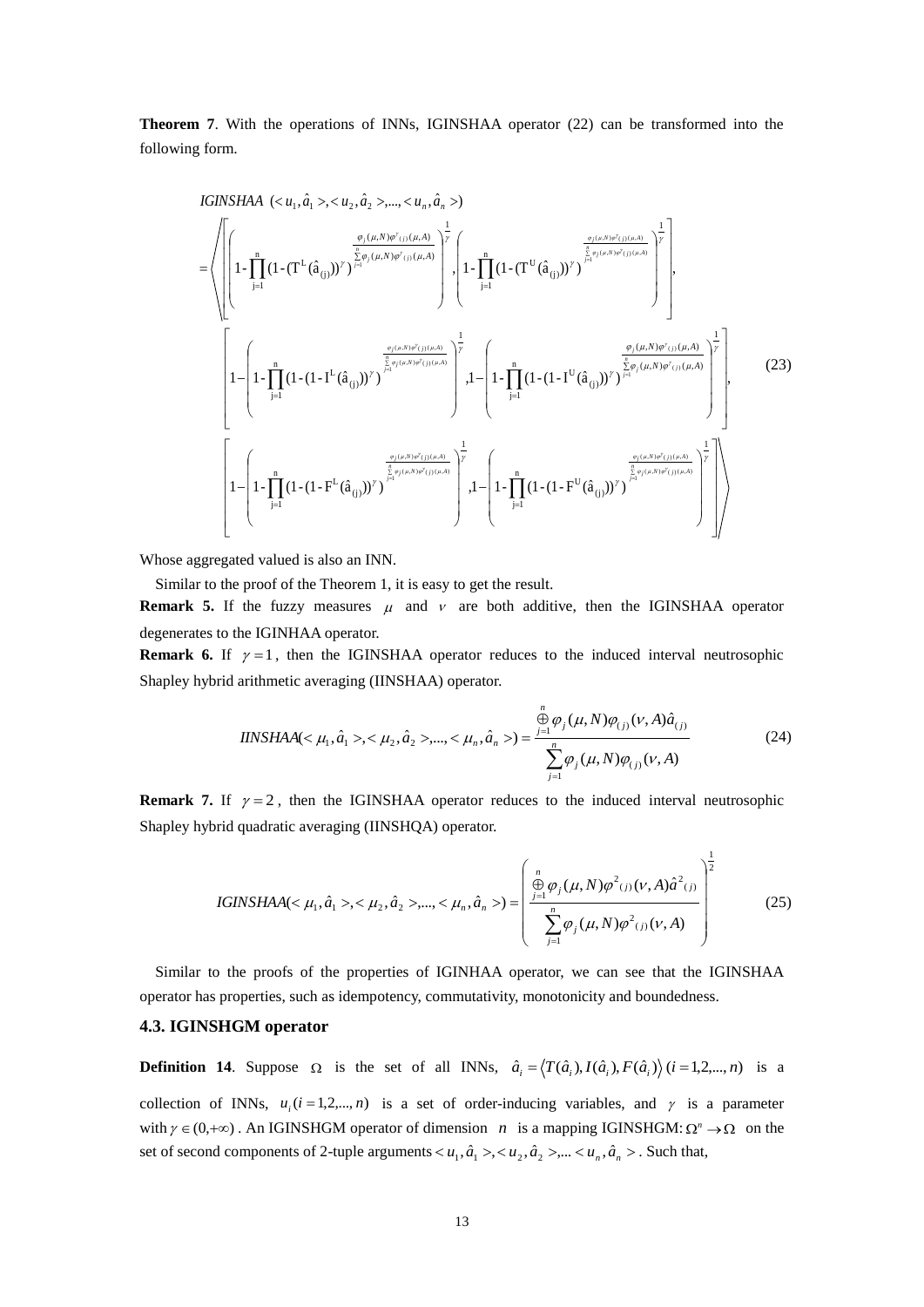**Theorem 7**. With the operations of INNs, IGINSHAA operator (22) can be transformed into the following form.

$$
\begin{aligned}
& IGINSHAA\ (<u_1,\hat{a}_1>,<u_2,\hat{a}_2>,...,<u_n,\hat{a}_n>) \\
&= \left\langle \left[ \left( 1-\prod_{j=1}^{n}(1-(T^L(\hat{a}_{(j)}))^{\gamma})^{\frac{\varphi_j(\mu,N)\varphi^{\gamma}{}_{(j)}(\mu,A)}{\sum_{j=1}^{n}\varphi_j(\mu,N)\varphi^{\gamma}{}_{(j)}(\mu,A)}} \right)^{\frac{1}{\gamma}}, \left( 1-\prod_{j=1}^{n}(1-(T^U(\hat{a}_{(j)}))^{\gamma})^{\frac{\varphi_j(\mu,N)\varphi^{\gamma}{}_{(j)}(\mu,A)}{\sum_{j=1}^{n}\varphi_j(\mu,N)\varphi^{\gamma}{}_{(j)}(\mu,A)}} \right)^{\frac{1}{\gamma}} \right], \right. \\
& \left[ 1-\left( 1-\prod_{j=1}^{n}(1-(1-I^L(\hat{a}_{(j)}))^{\gamma})^{\frac{\varphi_j(\mu,N)\varphi^{\gamma}{}_{(j)}(\mu,A)}{\sum_{j=1}^{n}\varphi_j(\mu,N)\varphi^{\gamma}{}_{(j)}(\mu,A)}} \right)^{\frac{1}{\gamma}}, 1-\left( 1-\prod_{j=1}^{n}(1-(1-I^U(\hat{a}_{(j)}))^{\gamma})^{\frac{\varphi_j(\mu,N)\varphi^{\gamma}{}_{(j)}(\mu,A)}{\sum_{j=1}^{n}\varphi_j(\mu,N)\varphi^{\gamma}{}_{(j)}(\mu,A)}} \right)^{\frac{1}{\gamma}} \right], \\
& \left. \left[ 1-\left( 1-\prod_{j=1}^{n}(1-(1-F^L(\hat{a}_{(j)}))^{\gamma})^{\frac{\varphi_j(\mu,N)\varphi^{\gamma}{}_{(j)}(\mu,A)}{\sum_{j=1}^{n}\varphi_j(\mu,N)\varphi^{\gamma}{}_{(j)}(\mu,A)}} \right)^{\frac{1}{\gamma}}, 1-\left( 1-\prod_{j=1}^{n}(1-(1-F^U(\hat{a}_{(j)}))^{\gamma})^{\frac{\varphi_j(\mu,N)\varphi^{\gamma}{}_{(j)}(\mu,A)}{\sum_{j=1}^{n}\varphi_j(\mu,N)\varphi^{\gamma}{}_{(j)}(\mu,A)}} \right)^{\frac{1}{\gamma}} \right] \right\rangle
\end{aligned}
\tag{23}
$$

Whose aggregated valued is also an INN.

Similar to the proof of the Theorem 1, it is easy to get the result.

**Remark 5.** If the fuzzy measures $\mu$ and $\nu$ are both additive, then the IGINSHAA operator degenerates to the IGINHAA operator.

**Remark 6.** If $\gamma = 1$, then the IGINSHAA operator reduces to the induced interval neutrosophic Shapley hybrid arithmetic averaging (IINSHAA) operator.

$$
IINSHAA(<\mu_1,\hat{a}_1>,<\mu_2,\hat{a}_2>,...,<\mu_n,\hat{a}_n>) = \frac{\oplus_{j=1}^{n}\varphi_j(\mu,N)\varphi_{(j)}(\nu,A)\hat{a}_{(j)}}{\sum_{j=1}^{n}\varphi_j(\mu,N)\varphi_{(j)}(\nu,A)} \tag{24}
$$

**Remark 7.** If $\gamma = 2$, then the IGINSHAA operator reduces to the induced interval neutrosophic Shapley hybrid quadratic averaging (IINSHQA) operator.

$$
IGINSHAA(<\mu_1,\hat{a}_1>,<\mu_2,\hat{a}_2>,...,<\mu_n,\hat{a}_n>) = \left( \frac{\oplus_{j=1}^{n}\varphi_j(\mu,N)\varphi^2{}_{(j)}(\nu,A)\hat{a}^2{}_{(j)}}{\sum_{j=1}^{n}\varphi_j(\mu,N)\varphi^2{}_{(j)}(\nu,A)} \right)^{\frac{1}{2}} \tag{25}
$$

Similar to the proofs of the properties of IGINHAA operator, we can see that the IGINSHAA operator has properties, such as idempotency, commutativity, monotonicity and boundedness.

### 4.3. IGINSHGM operator

**Definition 14**. Suppose $\Omega$ is the set of all INNs, $\hat{a}_i = \langle T(\hat{a}_i), I(\hat{a}_i), F(\hat{a}_i) \rangle\ (i = 1,2,...,n)$ is a collection of INNs, $u_i (i = 1,2,...,n)$ is a set of order-inducing variables, and $\gamma$ is a parameter with $\gamma \in (0,+\infty)$. An IGINSHGM operator of dimension $n$ is a mapping IGINSHGM: $\Omega^n \to \Omega$ on the set of second components of 2-tuple arguments $<u_1,\hat{a}_1>,<u_2,\hat{a}_2>,...<u_n,\hat{a}_n>$. Such that,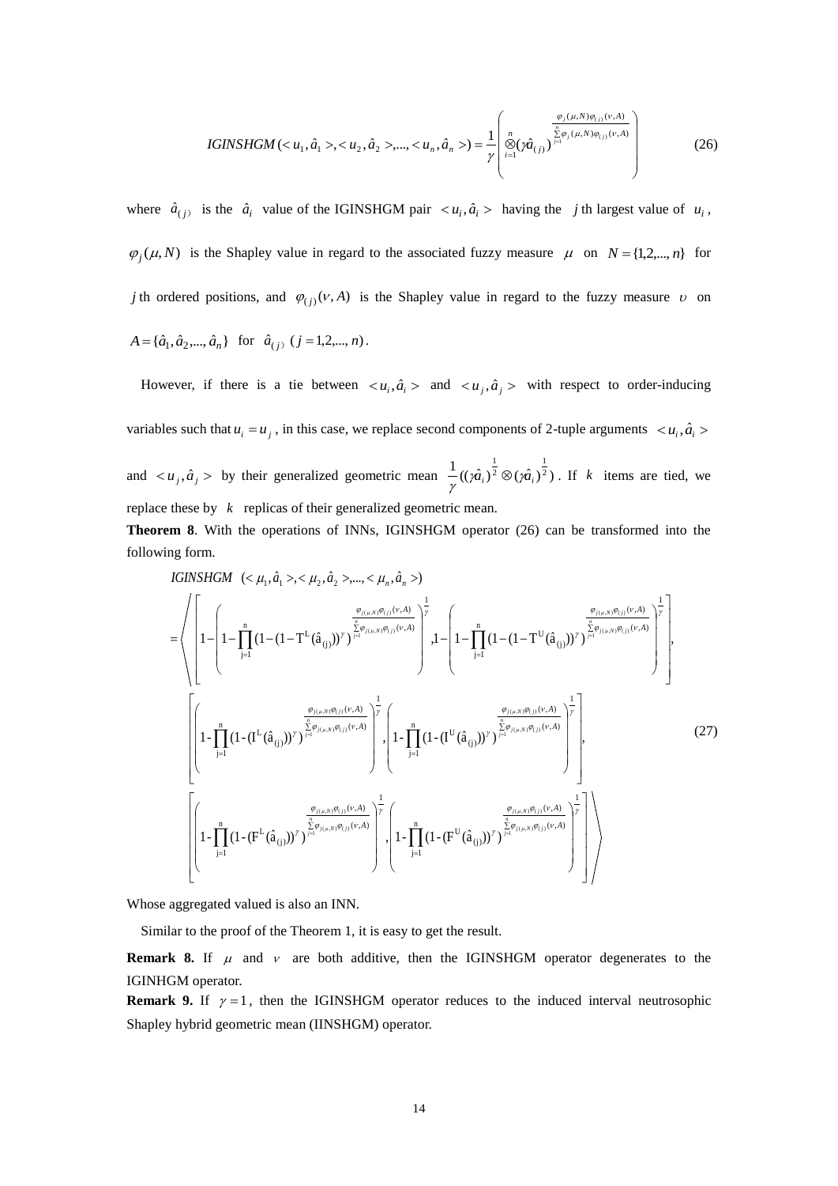$$IGINSHGM(<u_1,\hat{a}_1>,<u_2,\hat{a}_2>,...,<u_n,\hat{a}_n>)=\frac{1}{\gamma}\left(\bigotimes_{i=1}^{n}(\gamma\hat{a}_{(j)})^{\frac{\varphi_j(\mu,N)\varphi_{(j)}(\nu,A)}{\sum_{j=1}^{n}\varphi_j(\mu,N)\varphi_{(j)}(\nu,A)}}\right) \tag{26}$$

where $\hat{a}_{(j)}$ is the $\hat{a}_i$ value of the IGINSHGM pair $<u_i,\hat{a}_i>$ having the $j$ th largest value of $u_i$, $\varphi_j(\mu,N)$ is the Shapley value in regard to the associated fuzzy measure $\mu$ on $N=\{1,2,...,n\}$ for $j$ th ordered positions, and $\varphi_{(j)}(\nu,A)$ is the Shapley value in regard to the fuzzy measure $\upsilon$ on $A=\{\hat{a}_1,\hat{a}_2,...,\hat{a}_n\}$ for $\hat{a}_{(j)}$ $(j=1,2,...,n)$.

However, if there is a tie between $<u_i,\hat{a}_i>$ and $<u_j,\hat{a}_j>$ with respect to order-inducing variables such that $u_i=u_j$, in this case, we replace second components of 2-tuple arguments $<u_i,\hat{a}_i>$ and $<u_j,\hat{a}_j>$ by their generalized geometric mean $\frac{1}{\gamma}((\gamma\hat{a}_i)^{\frac{1}{2}}\otimes(\gamma\hat{a}_i)^{\frac{1}{2}})$. If $k$ items are tied, we replace these by $k$ replicas of their generalized geometric mean.

**Theorem 8**. With the operations of INNs, IGINSHGM operator (26) can be transformed into the following form.

$$\begin{aligned}
&IGINSHGM\ (<\mu_1,\hat{a}_1>,<\mu_2,\hat{a}_2>,...,<\mu_n,\hat{a}_n>)\\
&=\left\langle \left[1-\left(1-\prod_{j=1}^{n}(1-(1-T^L(\hat{a}_{(j)}))^{\gamma})^{\frac{\varphi_{j(\mu,N)}\varphi_{(j)}(\nu,A)}{\sum_{j=1}^{n}\varphi_{j(\mu,N)}\varphi_{(j)}(\nu,A)}}\right)^{\frac{1}{\gamma}},1-\left(1-\prod_{j=1}^{n}(1-(1-T^U(\hat{a}_{(j)}))^{\gamma})^{\frac{\varphi_{j(\mu,N)}\varphi_{(j)}(\nu,A)}{\sum_{j=1}^{n}\varphi_{j(\mu,N)}\varphi_{(j)}(\nu,A)}}\right)^{\frac{1}{\gamma}}\right],\right.\\
&\left[\left(1-\prod_{j=1}^{n}(1-(I^L(\hat{a}_{(j)}))^{\gamma})^{\frac{\varphi_{j(\mu,N)}\varphi_{(j)}(\nu,A)}{\sum_{j=1}^{n}\varphi_{j(\mu,N)}\varphi_{(j)}(\nu,A)}}\right)^{\frac{1}{\gamma}},\left(1-\prod_{j=1}^{n}(1-(I^U(\hat{a}_{(j)}))^{\gamma})^{\frac{\varphi_{j(\mu,N)}\varphi_{(j)}(\nu,A)}{\sum_{j=1}^{n}\varphi_{j(\mu,N)}\varphi_{(j)}(\nu,A)}}\right)^{\frac{1}{\gamma}}\right],\\
&\left.\left[\left(1-\prod_{j=1}^{n}(1-(F^L(\hat{a}_{(j)}))^{\gamma})^{\frac{\varphi_{j(\mu,N)}\varphi_{(j)}(\nu,A)}{\sum_{j=1}^{n}\varphi_{j(\mu,N)}\varphi_{(j)}(\nu,A)}}\right)^{\frac{1}{\gamma}},\left(1-\prod_{j=1}^{n}(1-(F^U(\hat{a}_{(j)}))^{\gamma})^{\frac{\varphi_{j(\mu,N)}\varphi_{(j)}(\nu,A)}{\sum_{j=1}^{n}\varphi_{j(\mu,N)}\varphi_{(j)}(\nu,A)}}\right)^{\frac{1}{\gamma}}\right]\right\rangle
\end{aligned} \tag{27}$$

Whose aggregated valued is also an INN.

Similar to the proof of the Theorem 1, it is easy to get the result.

**Remark 8.** If $\mu$ and $\nu$ are both additive, then the IGINSHGM operator degenerates to the IGINHGM operator.

**Remark 9.** If $\gamma=1$, then the IGINSHGM operator reduces to the induced interval neutrosophic Shapley hybrid geometric mean (IINSHGM) operator.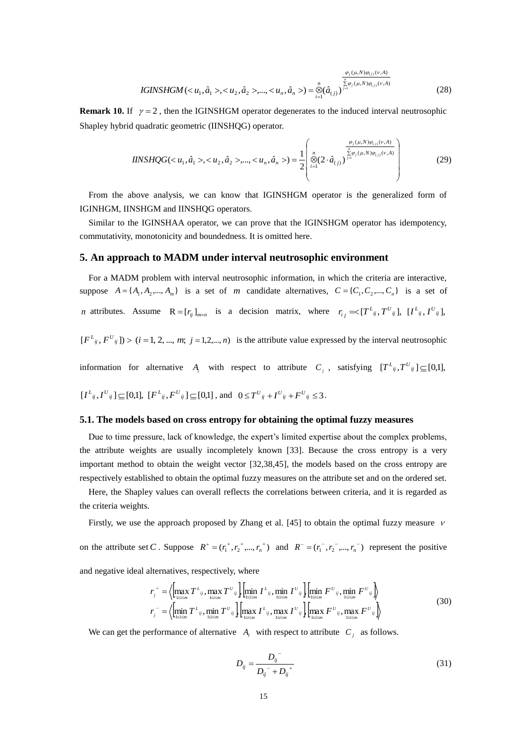$$IGINSHGM(<u_1, \hat{a}_1>, <u_2, \hat{a}_2>, ..., <u_n, \hat{a}_n>) = \overset{n}{\underset{i=1}{\otimes}} (\hat{a}_{(j)})^{\frac{\varphi_j(\mu,N)\varphi_{(j)}(\nu,A)}{\sum_{j=1}^{n}\varphi_j(\mu,N)\varphi_{(j)}(\nu,A)}} \tag{28}$$

**Remark 10.** If $\gamma = 2$, then the IGINSHGM operator degenerates to the induced interval neutrosophic Shapley hybrid quadratic geometric (IINSHQG) operator.

$$IINSHQG(<u_1, \hat{a}_1>, <u_2, \hat{a}_2>, ..., <u_n, \hat{a}_n>) = \frac{1}{2}\left( \overset{n}{\underset{i=1}{\otimes}} (2 \cdot \hat{a}_{(j)})^{\frac{\varphi_j(\mu,N)\varphi_{(j)}(\nu,A)}{\sum_{j=1}^{n}\varphi_j(\mu,N)\varphi_{(j)}(\nu,A)}} \right) \tag{29}$$

From the above analysis, we can know that IGINSHGM operator is the generalized form of IGINHGM, IINSHGM and IINSHQG operators.

Similar to the IGINSHAA operator, we can prove that the IGINSHGM operator has idempotency, commutativity, monotonicity and boundedness. It is omitted here.

## 5. An approach to MADM under interval neutrosophic environment

For a MADM problem with interval neutrosophic information, in which the criteria are interactive, suppose $A = \{A_1, A_2, ..., A_m\}$ is a set of $m$ candidate alternatives, $C = \{C_1, C_2, ..., C_n\}$ is a set of $n$ attributes. Assume $R = [r_{ij}]_{m\times n}$ is a decision matrix, where $r_{ij} = <[T^L_{ij}, T^U_{ij}], [I^L_{ij}, I^U_{ij}], [F^L_{ij}, F^U_{ij}]> (i = 1, 2, ..., m;\ j = 1, 2, ..., n)$ is the attribute value expressed by the interval neutrosophic information for alternative $A_i$ with respect to attribute $C_j$, satisfying $[T^L_{ij}, T^U_{ij}] \subseteq [0,1]$, $[I^L_{ij}, I^U_{ij}] \subseteq [0,1]$, $[F^L_{ij}, F^U_{ij}] \subseteq [0,1]$, and $0 \le T^U_{ij} + I^U_{ij} + F^U_{ij} \le 3$.

### 5.1. The models based on cross entropy for obtaining the optimal fuzzy measures

Due to time pressure, lack of knowledge, the expert's limited expertise about the complex problems, the attribute weights are usually incompletely known [33]. Because the cross entropy is a very important method to obtain the weight vector [32,38,45], the models based on the cross entropy are respectively established to obtain the optimal fuzzy measures on the attribute set and on the ordered set.

Here, the Shapley values can overall reflects the correlations between criteria, and it is regarded as the criteria weights.

Firstly, we use the approach proposed by Zhang et al. [45] to obtain the optimal fuzzy measure $\nu$ on the attribute set $C$. Suppose $R^+ = (r_1^+, r_2^+, ..., r_n^+)$ and $R^- = (r_1^-, r_2^-, ..., r_n^-)$ represent the positive and negative ideal alternatives, respectively, where

$$\begin{aligned} r_j^+ &= \left\langle \left[\max_{1\le i\le m} T^L_{ij}, \max_{1\le i\le m} T^U_{ij}\right], \left[\min_{1\le i\le m} I^L_{ij}, \min_{1\le i\le m} I^U_{ij}\right], \left[\min_{1\le i\le m} F^U_{ij}, \min_{1\le i\le m} F^U_{ij}\right] \right\rangle \\ r_j^- &= \left\langle \left[\min_{1\le i\le m} T^L_{ij}, \min_{1\le i\le m} T^U_{ij}\right], \left[\max_{1\le i\le m} I^L_{ij}, \max_{1\le i\le m} I^U_{ij}\right], \left[\max_{1\le i\le m} F^U_{ij}, \max_{1\le i\le m} F^U_{ij}\right] \right\rangle \end{aligned} \tag{30}$$

We can get the performance of alternative $A_i$ with respect to attribute $C_j$ as follows.

$$D_{ij} = \frac{D_{ij}^-}{D_{ij}^- + D_{ij}^+} \tag{31}$$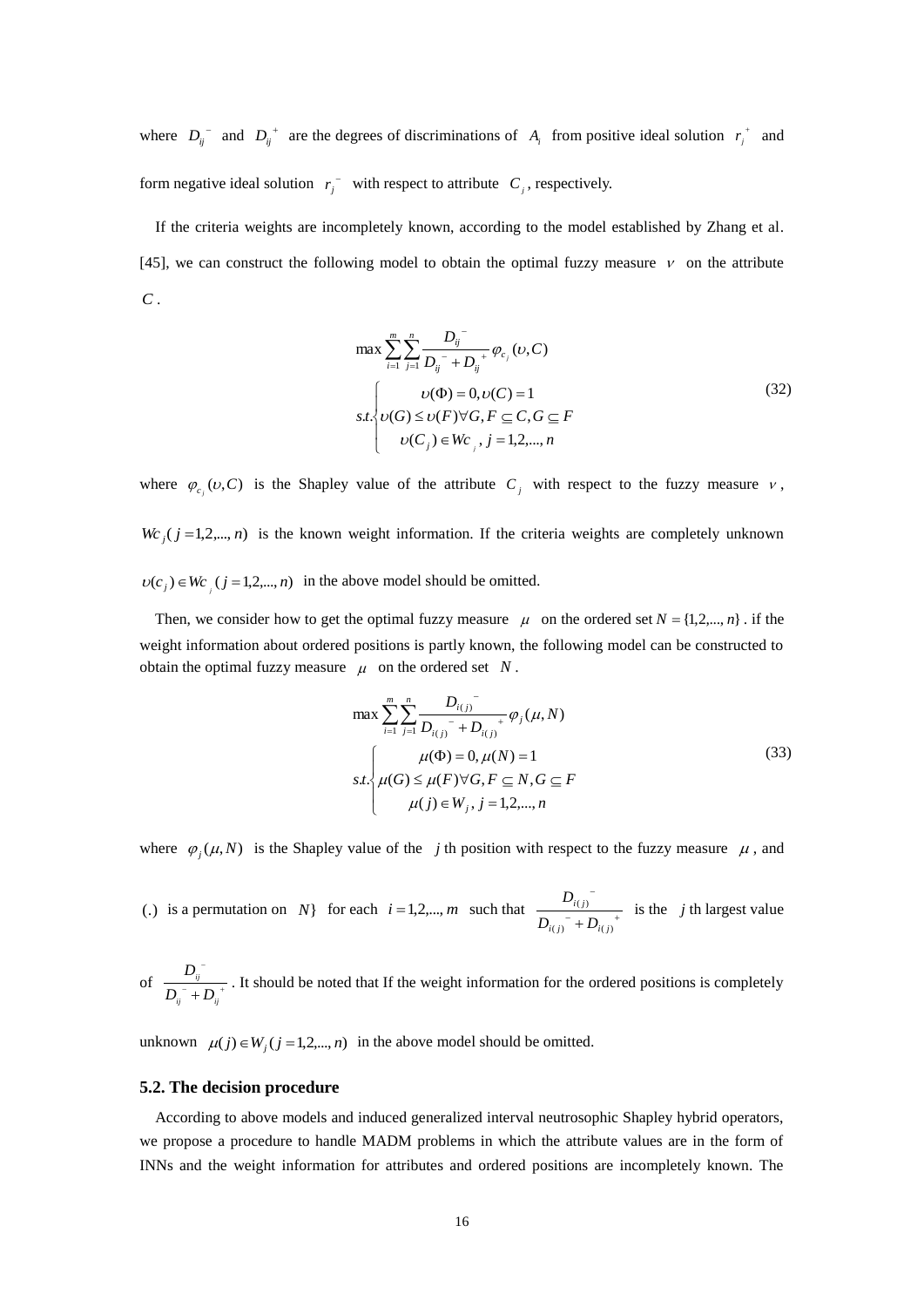where $D_{ij}^-$ and $D_{ij}^+$ are the degrees of discriminations of $A_i$ from positive ideal solution $r_j^+$ and form negative ideal solution $r_j^-$ with respect to attribute $C_j$, respectively.

If the criteria weights are incompletely known, according to the model established by Zhang et al. [45], we can construct the following model to obtain the optimal fuzzy measure $\nu$ on the attribute $C$.

$$
\max \sum_{i=1}^{m}\sum_{j=1}^{n}\frac{D_{ij}^-}{D_{ij}^- + D_{ij}^+}\varphi_{c_j}(\upsilon, C)
$$

$$
s.t.\begin{cases} \upsilon(\Phi)=0, \upsilon(C)=1 \\ \upsilon(G)\le \upsilon(F)\forall G,F\subseteq C, G\subseteq F \\ \upsilon(C_j)\in Wc_j,\ j=1,2,...,n \end{cases} \tag{32}
$$

where $\varphi_{c_j}(\upsilon, C)$ is the Shapley value of the attribute $C_j$ with respect to the fuzzy measure $\nu$, $Wc_j(j=1,2,...,n)$ is the known weight information. If the criteria weights are completely unknown $\upsilon(c_j)\in Wc_j\ (j=1,2,...,n)$ in the above model should be omitted.

Then, we consider how to get the optimal fuzzy measure $\mu$ on the ordered set $N=\{1,2,...,n\}$. if the weight information about ordered positions is partly known, the following model can be constructed to obtain the optimal fuzzy measure $\mu$ on the ordered set $N$.

$$
\max \sum_{i=1}^{m}\sum_{j=1}^{n}\frac{D_{i(j)}^-}{D_{i(j)}^- + D_{i(j)}^+}\varphi_j(\mu, N)
$$

$$
s.t.\begin{cases} \mu(\Phi)=0, \mu(N)=1 \\ \mu(G)\le \mu(F)\forall G,F\subseteq N, G\subseteq F \\ \mu(j)\in W_j,\ j=1,2,...,n \end{cases} \tag{33}
$$

where $\varphi_j(\mu, N)$ is the Shapley value of the $j$ th position with respect to the fuzzy measure $\mu$, and $(.)$ is a permutation on $N\}$ for each $i=1,2,...,m$ such that $\frac{D_{i(j)}^-}{D_{i(j)}^- + D_{i(j)}^+}$ is the $j$ th largest value of $\frac{D_{ij}^-}{D_{ij}^- + D_{ij}^+}$. It should be noted that If the weight information for the ordered positions is completely unknown $\mu(j)\in W_j\ (j=1,2,...,n)$ in the above model should be omitted.

### 5.2. The decision procedure

According to above models and induced generalized interval neutrosophic Shapley hybrid operators, we propose a procedure to handle MADM problems in which the attribute values are in the form of INNs and the weight information for attributes and ordered positions are incompletely known. The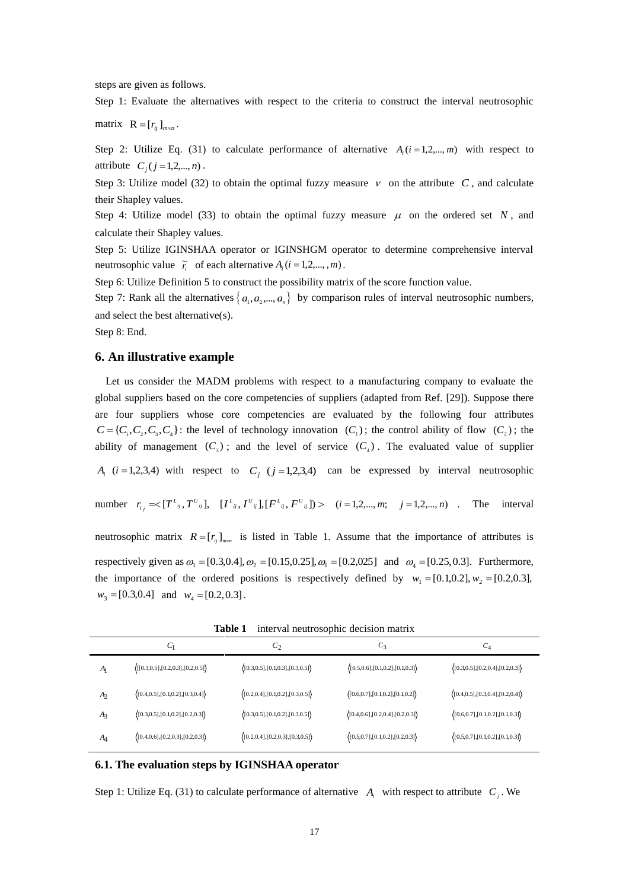steps are given as follows.

Step 1: Evaluate the alternatives with respect to the criteria to construct the interval neutrosophic matrix $\mathrm{R}=[r_{ij}]_{m\times n}$.

Step 2: Utilize Eq. (31) to calculate performance of alternative $A_i (i=1,2,...,m)$ with respect to attribute $C_j (j=1,2,...,n)$.

Step 3: Utilize model (32) to obtain the optimal fuzzy measure $v$ on the attribute $C$, and calculate their Shapley values.

Step 4: Utilize model (33) to obtain the optimal fuzzy measure $\mu$ on the ordered set $N$, and calculate their Shapley values.

Step 5: Utilize IGINSHAA operator or IGINSHGM operator to determine comprehensive interval neutrosophic value $\tilde{r}_i$ of each alternative $A_i (i=1,2,...,m)$.

Step 6: Utilize Definition 5 to construct the possibility matrix of the score function value.

Step 7: Rank all the alternatives $\{a_1, a_2, ..., a_n\}$ by comparison rules of interval neutrosophic numbers, and select the best alternative(s).

Step 8: End.

## 6. An illustrative example

Let us consider the MADM problems with respect to a manufacturing company to evaluate the global suppliers based on the core competencies of suppliers (adapted from Ref. [29]). Suppose there are four suppliers whose core competencies are evaluated by the following four attributes $C=\{C_1, C_2, C_3, C_4\}$: the level of technology innovation $(C_1)$; the control ability of flow $(C_2)$; the ability of management $(C_3)$; and the level of service $(C_4)$. The evaluated value of supplier $A_i$ $(i=1,2,3,4)$ with respect to $C_j$ $(j=1,2,3,4)$ can be expressed by interval neutrosophic number $r_{ij}=<[T^L_{ij}, T^U_{ij}], \ [I^L_{ij}, I^U_{ij}], [F^L_{ij}, F^U_{ij}]> \quad (i=1,2,...,m; \quad j=1,2,...,n)$. The interval neutrosophic matrix $R=[r_{ij}]_{m\times n}$ is listed in Table 1. Assume that the importance of attributes is respectively given as $\omega_1=[0.3,0.4], \omega_2=[0.15,0.25], \omega_1=[0.2,025]$ and $\omega_4=[0.25,0.3]$. Furthermore, the importance of the ordered positions is respectively defined by $w_1=[0.1,0.2], w_2=[0.2,0.3],$ $w_3=[0.3,0.4]$ and $w_4=[0.2,0.3]$.

**Table 1** interval neutrosophic decision matrix

| | $C_1$ | $C_2$ | $C_3$ | $C_4$ |
|---|---|---|---|---|
| $A_1$ | $\langle[[0.3,0.5],[0.2,0.3],[0.2,0.5]\rangle$ | $\langle[0.3,0.5],[0.1,0.3],[0.3,0.5]\rangle$ | $\langle[0.5,0.6],[0.1,0.2],[0.1,0.3]\rangle$ | $\langle[0.3,0.5],[0.2,0.4],[0.2,0.3]\rangle$ |
| $A_2$ | $\langle[0.4,0.5],[0.1,0.2],[0.3,0.4]\rangle$ | $\langle[0.2,0.4],[0.1,0.2],[0.3,0.5]\rangle$ | $\langle[0.6,0.7],[0.1,0.2],[0.1,0.2]\rangle$ | $\langle[0.4,0.5],[0.3,0.4],[0.2,0.4]\rangle$ |
| $A_3$ | $\langle[0.3,0.5],[0.1,0.2],[0.2,0.3]\rangle$ | $\langle[0.3,0.5],[0.1,0.2],[0.3,0.5]\rangle$ | $\langle[0.4,0.6],[0.2,0.4],[0.2,0.3]\rangle$ | $\langle[0.6,0.7],[0.1,0.2],[0.1,0.3]\rangle$ |
| $A_4$ | $\langle[0.4,0.6],[0.2,0.3],[0.2,0.3]\rangle$ | $\langle[0.2,0.4],[0.2,0.3],[0.3,0.5]\rangle$ | $\langle[0.5,0.7],[0.1,0.2],[0.2,0.3]\rangle$ | $\langle[0.5,0.7],[0.1,0.2],[0.1,0.3]\rangle$ |

### 6.1. The evaluation steps by IGINSHAA operator

Step 1: Utilize Eq. (31) to calculate performance of alternative $A_i$ with respect to attribute $C_j$. We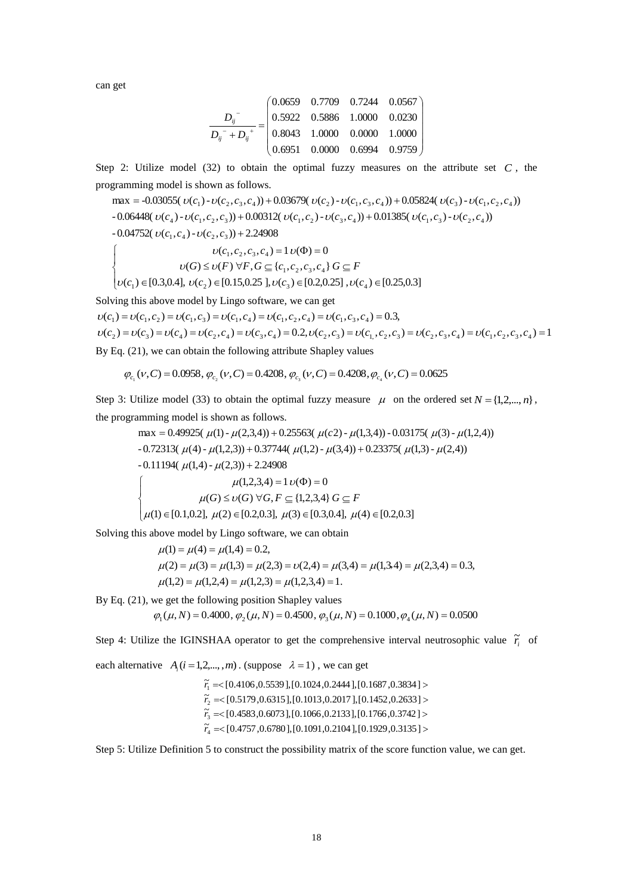can get

$$\frac{D_{ij}^{-}}{D_{ij}^{-}+D_{ij}^{+}}=\begin{pmatrix} 0.0659 & 0.7709 & 0.7244 & 0.0567 \\ 0.5922 & 0.5886 & 1.0000 & 0.0230 \\ 0.8043 & 1.0000 & 0.0000 & 1.0000 \\ 0.6951 & 0.0000 & 0.6994 & 0.9759 \end{pmatrix}$$

Step 2: Utilize model (32) to obtain the optimal fuzzy measures on the attribute set $C$, the programming model is shown as follows.

$$\max = \text{-}0.03055(\upsilon(c_1)\text{-}\upsilon(c_2,c_3,c_4))+0.03679(\upsilon(c_2)\text{-}\upsilon(c_1,c_3,c_4))+0.05824(\upsilon(c_3)\text{-}\upsilon(c_1,c_2,c_4))$$
$$\text{-}0.06448(\upsilon(c_4)\text{-}\upsilon(c_1,c_2,c_3))+0.00312(\upsilon(c_1,c_2)\text{-}\upsilon(c_3,c_4))+0.01385(\upsilon(c_1,c_3)\text{-}\upsilon(c_2,c_4))$$
$$\text{-}0.04752(\upsilon(c_1,c_4)\text{-}\upsilon(c_2,c_3))+2.24908$$

$$\begin{cases} \upsilon(c_1,c_2,c_3,c_4)=1\ \upsilon(\Phi)=0 \\ \upsilon(G)\le\upsilon(F)\ \forall F,G\subseteq\{c_1,c_2,c_3,c_4\}\ G\subseteq F \\ \upsilon(c_1)\in[0.3,0.4],\ \upsilon(c_2)\in[0.15,0.25\,],\upsilon(c_3)\in[0.2,0.25]\ ,\upsilon(c_4)\in[0.25,0.3] \end{cases}$$

Solving this above model by Lingo software, we can get

$\upsilon(c_1)=\upsilon(c_1,c_2)=\upsilon(c_1,c_3)=\upsilon(c_1,c_4)=\upsilon(c_1,c_2,c_4)=\upsilon(c_1,c_3,c_4)=0.3,$

$\upsilon(c_2)=\upsilon(c_3)=\upsilon(c_4)=\upsilon(c_2,c_4)=\upsilon(c_3,c_4)=0.2,\upsilon(c_2,c_3)=\upsilon(c_1,c_2,c_3)=\upsilon(c_2,c_3,c_4)=\upsilon(c_1,c_2,c_3,c_4)=1$

By Eq. (21), we can obtain the following attribute Shapley values

$$\varphi_{c_1}(\nu,C)=0.0958,\ \varphi_{c_2}(\nu,C)=0.4208,\ \varphi_{c_3}(\nu,C)=0.4208,\varphi_{c_4}(\nu,C)=0.0625$$

Step 3: Utilize model (33) to obtain the optimal fuzzy measure $\mu$ on the ordered set $N=\{1,2,...,n\}$, the programming model is shown as follows.

$$\max = 0.49925(\mu(1)\text{-}\mu(2,3,4))+0.25563(\mu(c2)\text{-}\mu(1,3,4))\text{-}0.03175(\mu(3)\text{-}\mu(1,2,4))$$
$$\text{-}0.72313(\mu(4)\text{-}\mu(1,2,3))+0.37744(\mu(1,2)\text{-}\mu(3,4))+0.23375(\mu(1,3)\text{-}\mu(2,4))$$
$$\text{-}0.11194(\mu(1,4)\text{-}\mu(2,3))+2.24908$$

$$\begin{cases} \mu(1,2,3,4)=1\ \upsilon(\Phi)=0 \\ \mu(G)\le\upsilon(G)\ \forall G,F\subseteq\{1,2,3,4\}\ G\subseteq F \\ \mu(1)\in[0.1,0.2],\ \mu(2)\in[0.2,0.3],\ \mu(3)\in[0.3,0.4],\ \mu(4)\in[0.2,0.3] \end{cases}$$

Solving this above model by Lingo software, we can obtain

$\mu(1)=\mu(4)=\mu(1,4)=0.2,$

$\mu(2)=\mu(3)=\mu(1,3)=\mu(2,3)=\upsilon(2,4)=\mu(3,4)=\mu(1,3.4)=\mu(2,3,4)=0.3,$

$\mu(1,2)=\mu(1,2,4)=\mu(1,2,3)=\mu(1,2,3,4)=1.$

By Eq. (21), we get the following position Shapley values

$$\varphi_1(\mu,N)=0.4000,\ \varphi_2(\mu,N)=0.4500,\ \varphi_3(\mu,N)=0.1000,\varphi_4(\mu,N)=0.0500$$

Step 4: Utilize the IGINSHAA operator to get the comprehensive interval neutrosophic value $\tilde{r}_i$ of each alternative $A_i(i=1,2,...,m)$. (suppose $\lambda=1$), we can get

$$\tilde{r}_1=<[0.4106,0.5539],[0.1024,0.2444],[0.1687,0.3834]>$$
$$\tilde{r}_2=<[0.5179,0.6315],[0.1013,0.2017],[0.1452,0.2633]>$$
$$\tilde{r}_3=<[0.4583,0.6073],[0.1066,0.2133],[0.1766,0.3742]>$$
$$\tilde{r}_4=<[0.4757,0.6780],[0.1091,0.2104],[0.1929,0.3135]>$$

Step 5: Utilize Definition 5 to construct the possibility matrix of the score function value, we can get.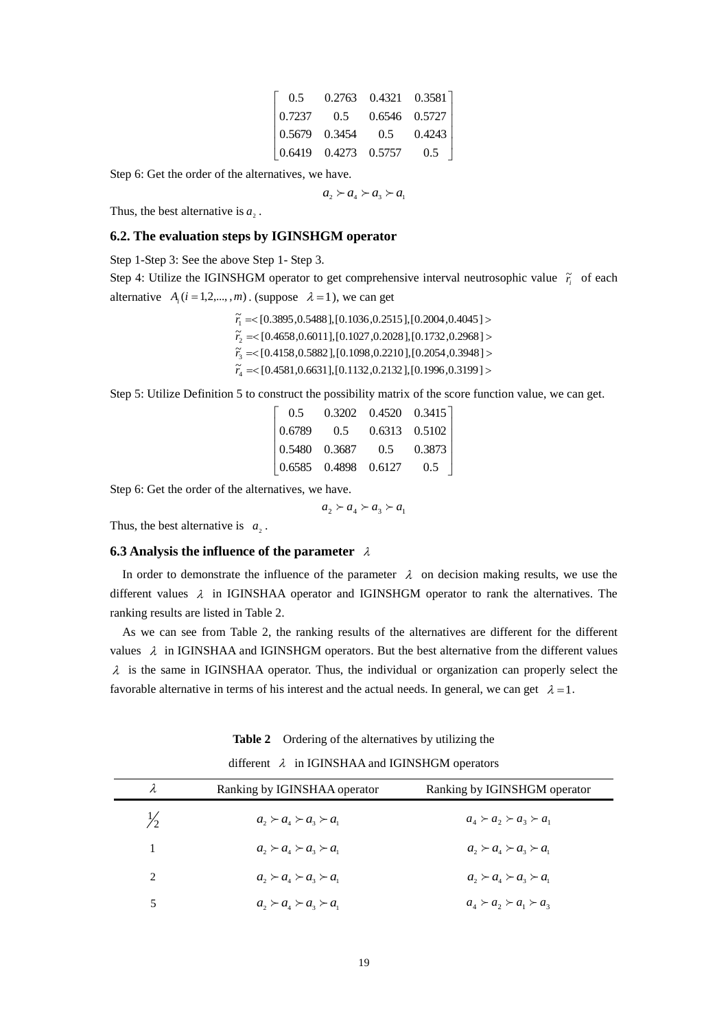$$\begin{bmatrix} 0.5 & 0.2763 & 0.4321 & 0.3581 \\ 0.7237 & 0.5 & 0.6546 & 0.5727 \\ 0.5679 & 0.3454 & 0.5 & 0.4243 \\ 0.6419 & 0.4273 & 0.5757 & 0.5 \end{bmatrix}$$

Step 6: Get the order of the alternatives, we have.

$$a_2 \succ a_4 \succ a_3 \succ a_1$$

Thus, the best alternative is $a_2$.

### 6.2. The evaluation steps by IGINSHGM operator

Step 1-Step 3: See the above Step 1- Step 3.

Step 4: Utilize the IGINSHGM operator to get comprehensive interval neutrosophic value $\tilde{r}_i$ of each alternative $A_i (i = 1,2,...,m)$. (suppose $\lambda = 1$), we can get

$$\tilde{r}_1 = <[0.3895, 0.5488], [0.1036, 0.2515], [0.2004, 0.4045]>$$
$$\tilde{r}_2 = <[0.4658, 0.6011], [0.1027, 0.2028], [0.1732, 0.2968]>$$
$$\tilde{r}_3 = <[0.4158, 0.5882], [0.1098, 0.2210], [0.2054, 0.3948]>$$
$$\tilde{r}_4 = <[0.4581, 0.6631], [0.1132, 0.2132], [0.1996, 0.3199]>$$

Step 5: Utilize Definition 5 to construct the possibility matrix of the score function value, we can get.

$$\begin{bmatrix} 0.5 & 0.3202 & 0.4520 & 0.3415 \\ 0.6789 & 0.5 & 0.6313 & 0.5102 \\ 0.5480 & 0.3687 & 0.5 & 0.3873 \\ 0.6585 & 0.4898 & 0.6127 & 0.5 \end{bmatrix}$$

Step 6: Get the order of the alternatives, we have.

$$a_2 \succ a_4 \succ a_3 \succ a_1$$

Thus, the best alternative is $a_2$.

### 6.3 Analysis the influence of the parameter $\lambda$

In order to demonstrate the influence of the parameter $\lambda$ on decision making results, we use the different values $\lambda$ in IGINSHAA operator and IGINSHGM operator to rank the alternatives. The ranking results are listed in Table 2.

As we can see from Table 2, the ranking results of the alternatives are different for the different values $\lambda$ in IGINSHAA and IGINSHGM operators. But the best alternative from the different values $\lambda$ is the same in IGINSHAA operator. Thus, the individual or organization can properly select the favorable alternative in terms of his interest and the actual needs. In general, we can get $\lambda = 1$.

**Table 2** Ordering of the alternatives by utilizing the different $\lambda$ in IGINSHAA and IGINSHGM operators

| $\lambda$ | Ranking by IGINSHAA operator | Ranking by IGINSHGM operator |
|---|---|---|
| $1/2$ | $a_2 \succ a_4 \succ a_3 \succ a_1$ | $a_4 \succ a_2 \succ a_3 \succ a_1$ |
| 1 | $a_2 \succ a_4 \succ a_3 \succ a_1$ | $a_2 \succ a_4 \succ a_3 \succ a_1$ |
| 2 | $a_2 \succ a_4 \succ a_3 \succ a_1$ | $a_2 \succ a_4 \succ a_3 \succ a_1$ |
| 5 | $a_2 \succ a_4 \succ a_3 \succ a_1$ | $a_4 \succ a_2 \succ a_1 \succ a_3$ |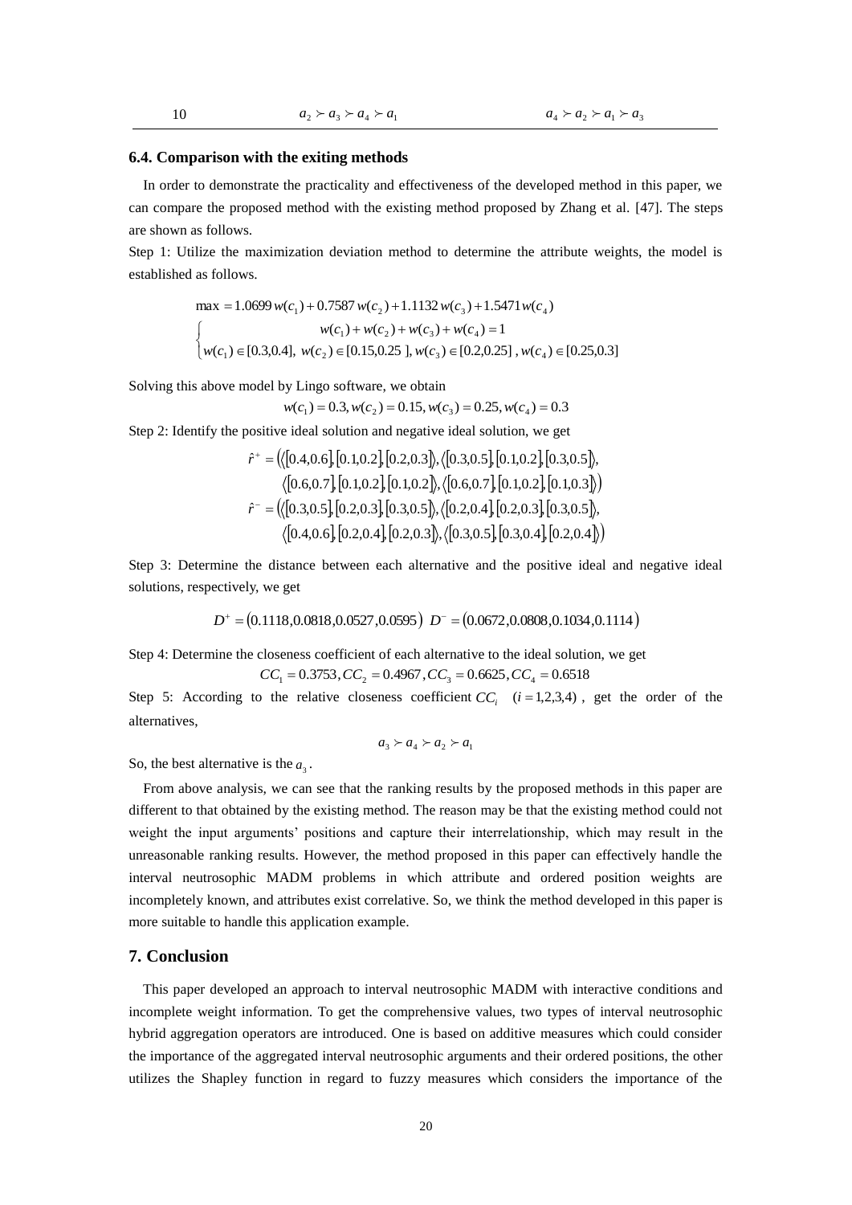| 10 | $a_2 \succ a_3 \succ a_4 \succ a_1$ | $a_4 \succ a_2 \succ a_1 \succ a_3$ |
| --- | --- | --- |

### 6.4. Comparison with the exiting methods

In order to demonstrate the practicality and effectiveness of the developed method in this paper, we can compare the proposed method with the existing method proposed by Zhang et al. [47]. The steps are shown as follows.

Step 1: Utilize the maximization deviation method to determine the attribute weights, the model is established as follows.

$$\max = 1.0699\,w(c_1) + 0.7587\,w(c_2) + 1.1132\,w(c_3) + 1.5471\,w(c_4)$$

$$\begin{cases} w(c_1) + w(c_2) + w(c_3) + w(c_4) = 1 \\ w(c_1) \in [0.3,0.4],\ w(c_2) \in [0.15,0.25\ ],\ w(c_3) \in [0.2,0.25]\ ,\ w(c_4) \in [0.25,0.3] \end{cases}$$

Solving this above model by Lingo software, we obtain

$$w(c_1) = 0.3, w(c_2) = 0.15, w(c_3) = 0.25, w(c_4) = 0.3$$

Step 2: Identify the positive ideal solution and negative ideal solution, we get

$$\hat{r}^+ = \big(\langle[0.4,0.6],[0.1,0.2],[0.2,0.3]\rangle, \langle[0.3,0.5],[0.1,0.2],[0.3,0.5]\rangle, \langle[0.6,0.7],[0.1,0.2],[0.1,0.2]\rangle, \langle[0.6,0.7],[0.1,0.2],[0.1,0.3]\rangle\big)$$

$$\hat{r}^- = \big(\langle[0.3,0.5],[0.2,0.3],[0.3,0.5]\rangle, \langle[0.2,0.4],[0.2,0.3],[0.3,0.5]\rangle, \langle[0.4,0.6],[0.2,0.4],[0.2,0.3]\rangle, \langle[0.3,0.5],[0.3,0.4],[0.2,0.4]\rangle\big)$$

Step 3: Determine the distance between each alternative and the positive ideal and negative ideal solutions, respectively, we get

$$D^+ = (0.1118, 0.0818, 0.0527, 0.0595)\ \ D^- = (0.0672, 0.0808, 0.1034, 0.1114)$$

Step 4: Determine the closeness coefficient of each alternative to the ideal solution, we get

$$CC_1 = 0.3753, CC_2 = 0.4967, CC_3 = 0.6625, CC_4 = 0.6518$$

Step 5: According to the relative closeness coefficient $CC_i \quad (i = 1,2,3,4)$, get the order of the alternatives,

$$a_3 \succ a_4 \succ a_2 \succ a_1$$

So, the best alternative is the $a_3$.

From above analysis, we can see that the ranking results by the proposed methods in this paper are different to that obtained by the existing method. The reason may be that the existing method could not weight the input arguments' positions and capture their interrelationship, which may result in the unreasonable ranking results. However, the method proposed in this paper can effectively handle the interval neutrosophic MADM problems in which attribute and ordered position weights are incompletely known, and attributes exist correlative. So, we think the method developed in this paper is more suitable to handle this application example.

## 7. Conclusion

This paper developed an approach to interval neutrosophic MADM with interactive conditions and incomplete weight information. To get the comprehensive values, two types of interval neutrosophic hybrid aggregation operators are introduced. One is based on additive measures which could consider the importance of the aggregated interval neutrosophic arguments and their ordered positions, the other utilizes the Shapley function in regard to fuzzy measures which considers the importance of the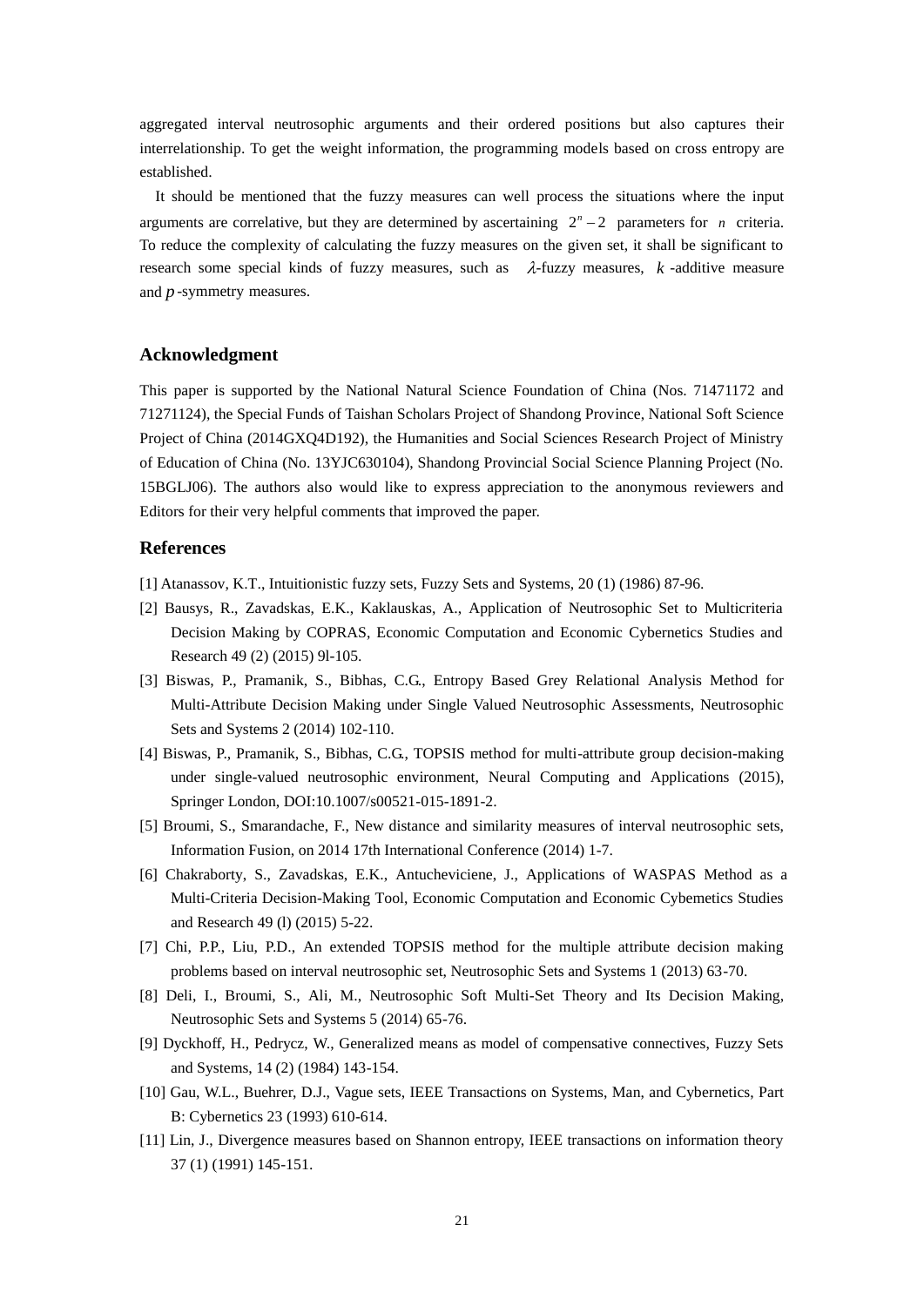aggregated interval neutrosophic arguments and their ordered positions but also captures their interrelationship. To get the weight information, the programming models based on cross entropy are established.

It should be mentioned that the fuzzy measures can well process the situations where the input arguments are correlative, but they are determined by ascertaining $2^n - 2$ parameters for $n$ criteria. To reduce the complexity of calculating the fuzzy measures on the given set, it shall be significant to research some special kinds of fuzzy measures, such as $\lambda$-fuzzy measures, $k$-additive measure and $p$-symmetry measures.

## Acknowledgment

This paper is supported by the National Natural Science Foundation of China (Nos. 71471172 and 71271124), the Special Funds of Taishan Scholars Project of Shandong Province, National Soft Science Project of China (2014GXQ4D192), the Humanities and Social Sciences Research Project of Ministry of Education of China (No. 13YJC630104), Shandong Provincial Social Science Planning Project (No. 15BGLJ06). The authors also would like to express appreciation to the anonymous reviewers and Editors for their very helpful comments that improved the paper.

## References

[1] Atanassov, K.T., Intuitionistic fuzzy sets, Fuzzy Sets and Systems, 20 (1) (1986) 87-96.

[2] Bausys, R., Zavadskas, E.K., Kaklauskas, A., Application of Neutrosophic Set to Multicriteria Decision Making by COPRAS, Economic Computation and Economic Cybernetics Studies and Research 49 (2) (2015) 9l-105.

[3] Biswas, P., Pramanik, S., Bibhas, C.G., Entropy Based Grey Relational Analysis Method for Multi-Attribute Decision Making under Single Valued Neutrosophic Assessments, Neutrosophic Sets and Systems 2 (2014) 102-110.

[4] Biswas, P., Pramanik, S., Bibhas, C.G., TOPSIS method for multi-attribute group decision-making under single-valued neutrosophic environment, Neural Computing and Applications (2015), Springer London, DOI:10.1007/s00521-015-1891-2.

[5] Broumi, S., Smarandache, F., New distance and similarity measures of interval neutrosophic sets, Information Fusion, on 2014 17th International Conference (2014) 1-7.

[6] Chakraborty, S., Zavadskas, E.K., Antucheviciene, J., Applications of WASPAS Method as a Multi-Criteria Decision-Making Tool, Economic Computation and Economic Cybemetics Studies and Research 49 (l) (2015) 5-22.

[7] Chi, P.P., Liu, P.D., An extended TOPSIS method for the multiple attribute decision making problems based on interval neutrosophic set, Neutrosophic Sets and Systems 1 (2013) 63-70.

[8] Deli, I., Broumi, S., Ali, M., Neutrosophic Soft Multi-Set Theory and Its Decision Making, Neutrosophic Sets and Systems 5 (2014) 65-76.

[9] Dyckhoff, H., Pedrycz, W., Generalized means as model of compensative connectives, Fuzzy Sets and Systems, 14 (2) (1984) 143-154.

[10] Gau, W.L., Buehrer, D.J., Vague sets, IEEE Transactions on Systems, Man, and Cybernetics, Part B: Cybernetics 23 (1993) 610-614.

[11] Lin, J., Divergence measures based on Shannon entropy, IEEE transactions on information theory 37 (1) (1991) 145-151.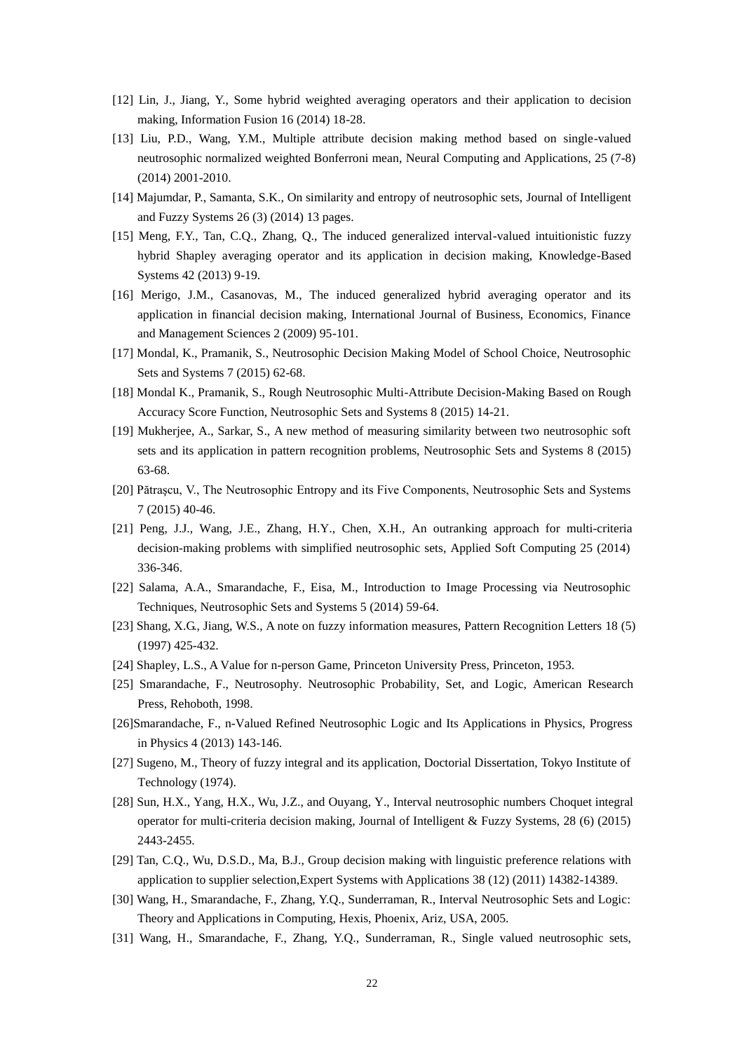[12] Lin, J., Jiang, Y., Some hybrid weighted averaging operators and their application to decision making, Information Fusion 16 (2014) 18-28.

[13] Liu, P.D., Wang, Y.M., Multiple attribute decision making method based on single-valued neutrosophic normalized weighted Bonferroni mean, Neural Computing and Applications, 25 (7-8) (2014) 2001-2010.

[14] Majumdar, P., Samanta, S.K., On similarity and entropy of neutrosophic sets, Journal of Intelligent and Fuzzy Systems 26 (3) (2014) 13 pages.

[15] Meng, F.Y., Tan, C.Q., Zhang, Q., The induced generalized interval-valued intuitionistic fuzzy hybrid Shapley averaging operator and its application in decision making, Knowledge-Based Systems 42 (2013) 9-19.

[16] Merigo, J.M., Casanovas, M., The induced generalized hybrid averaging operator and its application in financial decision making, International Journal of Business, Economics, Finance and Management Sciences 2 (2009) 95-101.

[17] Mondal, K., Pramanik, S., Neutrosophic Decision Making Model of School Choice, Neutrosophic Sets and Systems 7 (2015) 62-68.

[18] Mondal K., Pramanik, S., Rough Neutrosophic Multi-Attribute Decision-Making Based on Rough Accuracy Score Function, Neutrosophic Sets and Systems 8 (2015) 14-21.

[19] Mukherjee, A., Sarkar, S., A new method of measuring similarity between two neutrosophic soft sets and its application in pattern recognition problems, Neutrosophic Sets and Systems 8 (2015) 63-68.

[20] Pătraşcu, V., The Neutrosophic Entropy and its Five Components, Neutrosophic Sets and Systems 7 (2015) 40-46.

[21] Peng, J.J., Wang, J.E., Zhang, H.Y., Chen, X.H., An outranking approach for multi-criteria decision-making problems with simplified neutrosophic sets, Applied Soft Computing 25 (2014) 336-346.

[22] Salama, A.A., Smarandache, F., Eisa, M., Introduction to Image Processing via Neutrosophic Techniques, Neutrosophic Sets and Systems 5 (2014) 59-64.

[23] Shang, X.G., Jiang, W.S., A note on fuzzy information measures, Pattern Recognition Letters 18 (5) (1997) 425-432.

[24] Shapley, L.S., A Value for n-person Game, Princeton University Press, Princeton, 1953.

[25] Smarandache, F., Neutrosophy. Neutrosophic Probability, Set, and Logic, American Research Press, Rehoboth, 1998.

[26]Smarandache, F., n-Valued Refined Neutrosophic Logic and Its Applications in Physics, Progress in Physics 4 (2013) 143-146.

[27] Sugeno, M., Theory of fuzzy integral and its application, Doctorial Dissertation, Tokyo Institute of Technology (1974).

[28] Sun, H.X., Yang, H.X., Wu, J.Z., and Ouyang, Y., Interval neutrosophic numbers Choquet integral operator for multi-criteria decision making, Journal of Intelligent & Fuzzy Systems, 28 (6) (2015) 2443-2455.

[29] Tan, C.Q., Wu, D.S.D., Ma, B.J., Group decision making with linguistic preference relations with application to supplier selection,Expert Systems with Applications 38 (12) (2011) 14382-14389.

[30] Wang, H., Smarandache, F., Zhang, Y.Q., Sunderraman, R., Interval Neutrosophic Sets and Logic: Theory and Applications in Computing, Hexis, Phoenix, Ariz, USA, 2005.

[31] Wang, H., Smarandache, F., Zhang, Y.Q., Sunderraman, R., Single valued neutrosophic sets,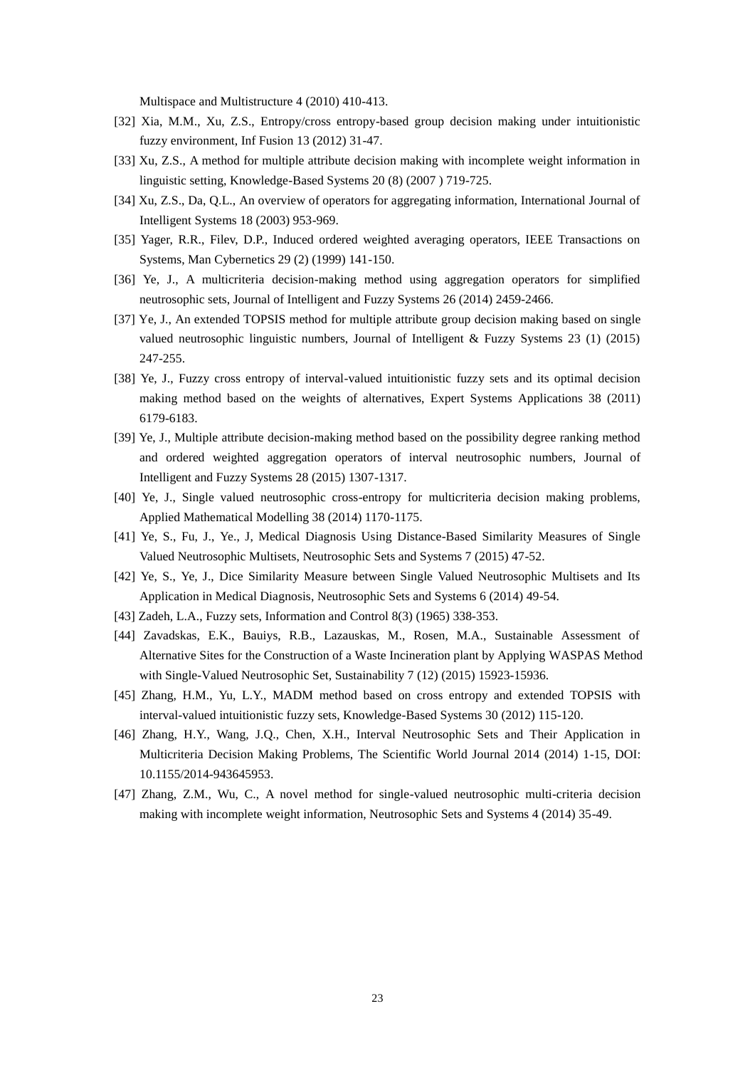Multispace and Multistructure 4 (2010) 410-413.

[32] Xia, M.M., Xu, Z.S., Entropy/cross entropy-based group decision making under intuitionistic fuzzy environment, Inf Fusion 13 (2012) 31-47.

[33] Xu, Z.S., A method for multiple attribute decision making with incomplete weight information in linguistic setting, Knowledge-Based Systems 20 (8) (2007 ) 719-725.

[34] Xu, Z.S., Da, Q.L., An overview of operators for aggregating information, International Journal of Intelligent Systems 18 (2003) 953-969.

[35] Yager, R.R., Filev, D.P., Induced ordered weighted averaging operators, IEEE Transactions on Systems, Man Cybernetics 29 (2) (1999) 141-150.

[36] Ye, J., A multicriteria decision-making method using aggregation operators for simplified neutrosophic sets, Journal of Intelligent and Fuzzy Systems 26 (2014) 2459-2466.

[37] Ye, J., An extended TOPSIS method for multiple attribute group decision making based on single valued neutrosophic linguistic numbers, Journal of Intelligent & Fuzzy Systems 23 (1) (2015) 247-255.

[38] Ye, J., Fuzzy cross entropy of interval-valued intuitionistic fuzzy sets and its optimal decision making method based on the weights of alternatives, Expert Systems Applications 38 (2011) 6179-6183.

[39] Ye, J., Multiple attribute decision-making method based on the possibility degree ranking method and ordered weighted aggregation operators of interval neutrosophic numbers, Journal of Intelligent and Fuzzy Systems 28 (2015) 1307-1317.

[40] Ye, J., Single valued neutrosophic cross-entropy for multicriteria decision making problems, Applied Mathematical Modelling 38 (2014) 1170-1175.

[41] Ye, S., Fu, J., Ye., J, Medical Diagnosis Using Distance-Based Similarity Measures of Single Valued Neutrosophic Multisets, Neutrosophic Sets and Systems 7 (2015) 47-52.

[42] Ye, S., Ye, J., Dice Similarity Measure between Single Valued Neutrosophic Multisets and Its Application in Medical Diagnosis, Neutrosophic Sets and Systems 6 (2014) 49-54.

[43] Zadeh, L.A., Fuzzy sets, Information and Control 8(3) (1965) 338-353.

[44] Zavadskas, E.K., Bauiys, R.B., Lazauskas, M., Rosen, M.A., Sustainable Assessment of Alternative Sites for the Construction of a Waste Incineration plant by Applying WASPAS Method with Single-Valued Neutrosophic Set, Sustainability 7 (12) (2015) 15923-15936.

[45] Zhang, H.M., Yu, L.Y., MADM method based on cross entropy and extended TOPSIS with interval-valued intuitionistic fuzzy sets, Knowledge-Based Systems 30 (2012) 115-120.

[46] Zhang, H.Y., Wang, J.Q., Chen, X.H., Interval Neutrosophic Sets and Their Application in Multicriteria Decision Making Problems, The Scientific World Journal 2014 (2014) 1-15, DOI: 10.1155/2014-943645953.

[47] Zhang, Z.M., Wu, C., A novel method for single-valued neutrosophic multi-criteria decision making with incomplete weight information, Neutrosophic Sets and Systems 4 (2014) 35-49.